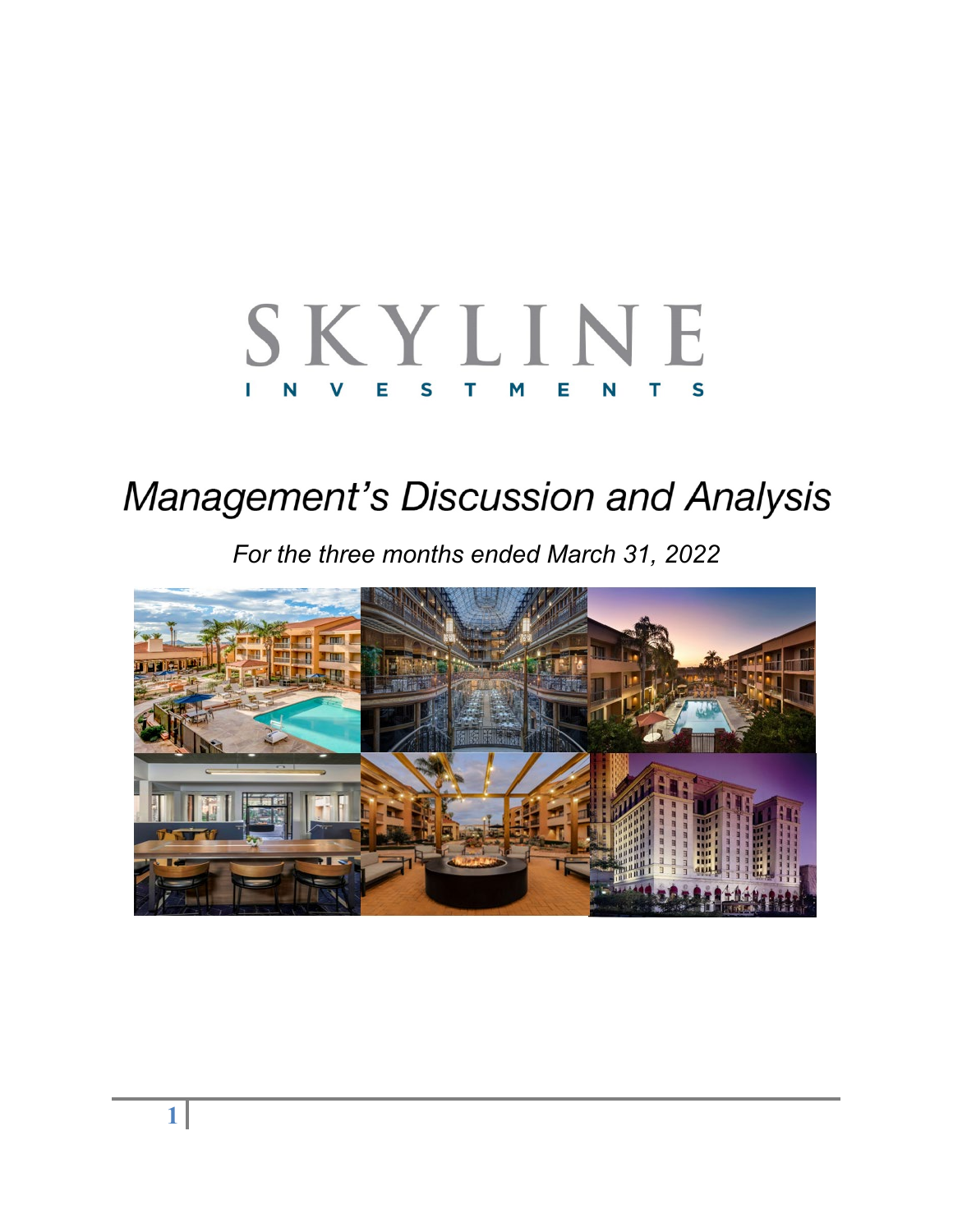# SKYLINE

INVESTMENTS

# *Management's Discussion and Analysis*

*For the three months ended March 31, 2022*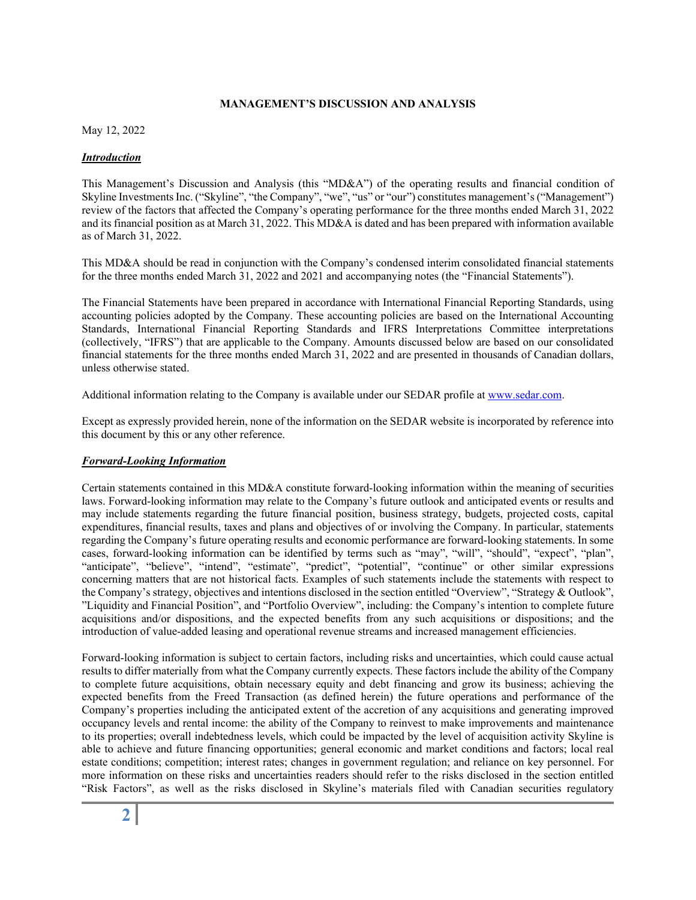**MANAGEMENT'S DISCUSSION AND ANALYSIS**

May 12, 2022

***Introduction***

This Management's Discussion and Analysis (this "MD&A") of the operating results and financial condition of Skyline Investments Inc. ("Skyline", "the Company", "we", "us" or "our") constitutes management's ("Management") review of the factors that affected the Company's operating performance for the three months ended March 31, 2022 and its financial position as at March 31, 2022. This MD&A is dated and has been prepared with information available as of March 31, 2022.

This MD&A should be read in conjunction with the Company's condensed interim consolidated financial statements for the three months ended March 31, 2022 and 2021 and accompanying notes (the "Financial Statements").

The Financial Statements have been prepared in accordance with International Financial Reporting Standards, using accounting policies adopted by the Company. These accounting policies are based on the International Accounting Standards, International Financial Reporting Standards and IFRS Interpretations Committee interpretations (collectively, "IFRS") that are applicable to the Company. Amounts discussed below are based on our consolidated financial statements for the three months ended March 31, 2022 and are presented in thousands of Canadian dollars, unless otherwise stated.

Additional information relating to the Company is available under our SEDAR profile at www.sedar.com.

Except as expressly provided herein, none of the information on the SEDAR website is incorporated by reference into this document by this or any other reference.

***Forward-Looking Information***

Certain statements contained in this MD&A constitute forward-looking information within the meaning of securities laws. Forward-looking information may relate to the Company's future outlook and anticipated events or results and may include statements regarding the future financial position, business strategy, budgets, projected costs, capital expenditures, financial results, taxes and plans and objectives of or involving the Company. In particular, statements regarding the Company's future operating results and economic performance are forward-looking statements. In some cases, forward-looking information can be identified by terms such as "may", "will", "should", "expect", "plan", "anticipate", "believe", "intend", "estimate", "predict", "potential", "continue" or other similar expressions concerning matters that are not historical facts. Examples of such statements include the statements with respect to the Company's strategy, objectives and intentions disclosed in the section entitled "Overview", "Strategy & Outlook", "Liquidity and Financial Position", and "Portfolio Overview", including: the Company's intention to complete future acquisitions and/or dispositions, and the expected benefits from any such acquisitions or dispositions; and the introduction of value-added leasing and operational revenue streams and increased management efficiencies.

Forward-looking information is subject to certain factors, including risks and uncertainties, which could cause actual results to differ materially from what the Company currently expects. These factors include the ability of the Company to complete future acquisitions, obtain necessary equity and debt financing and grow its business; achieving the expected benefits from the Freed Transaction (as defined herein) the future operations and performance of the Company's properties including the anticipated extent of the accretion of any acquisitions and generating improved occupancy levels and rental income: the ability of the Company to reinvest to make improvements and maintenance to its properties; overall indebtedness levels, which could be impacted by the level of acquisition activity Skyline is able to achieve and future financing opportunities; general economic and market conditions and factors; local real estate conditions; competition; interest rates; changes in government regulation; and reliance on key personnel. For more information on these risks and uncertainties readers should refer to the risks disclosed in the section entitled "Risk Factors", as well as the risks disclosed in Skyline's materials filed with Canadian securities regulatory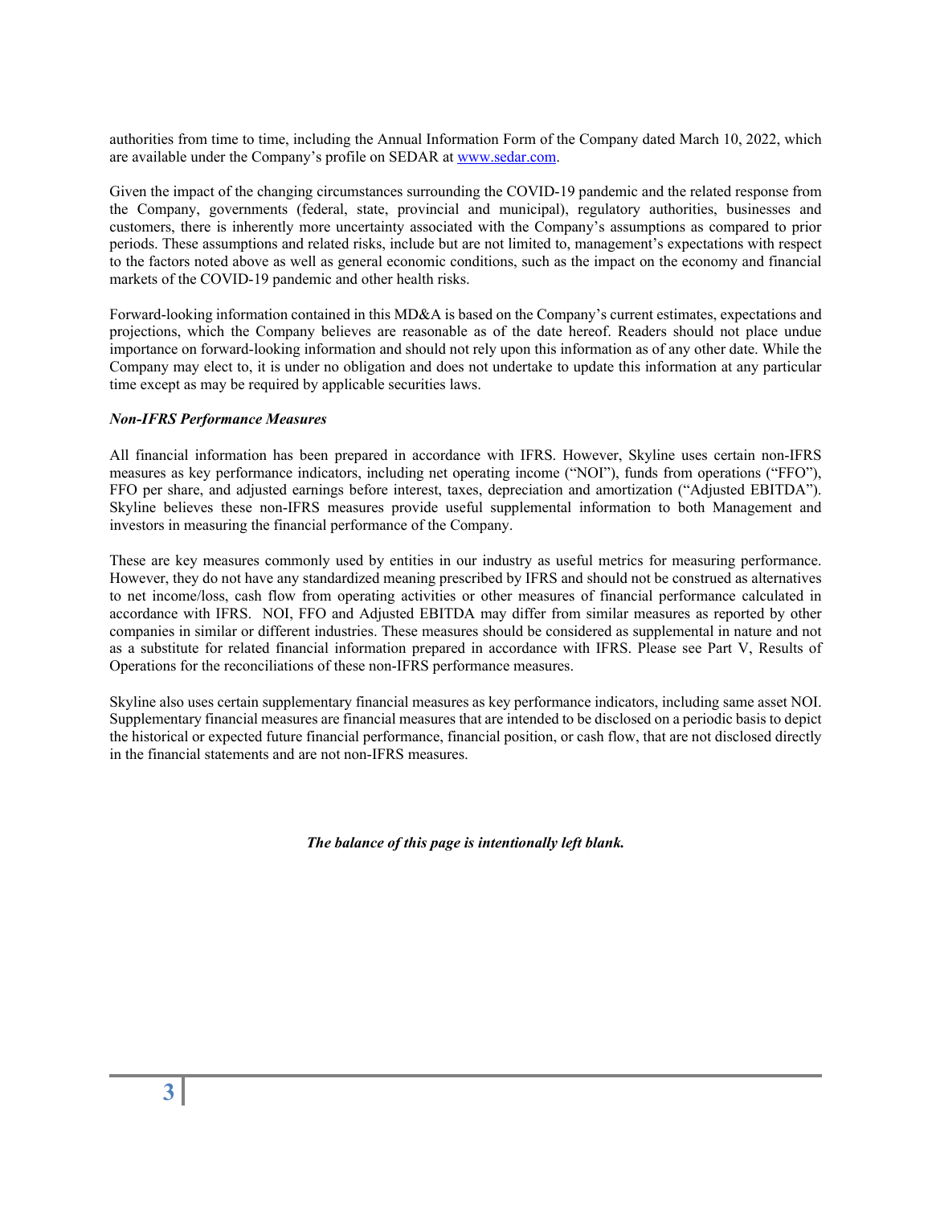authorities from time to time, including the Annual Information Form of the Company dated March 10, 2022, which are available under the Company's profile on SEDAR at www.sedar.com.

Given the impact of the changing circumstances surrounding the COVID-19 pandemic and the related response from the Company, governments (federal, state, provincial and municipal), regulatory authorities, businesses and customers, there is inherently more uncertainty associated with the Company's assumptions as compared to prior periods. These assumptions and related risks, include but are not limited to, management's expectations with respect to the factors noted above as well as general economic conditions, such as the impact on the economy and financial markets of the COVID-19 pandemic and other health risks.

Forward-looking information contained in this MD&A is based on the Company's current estimates, expectations and projections, which the Company believes are reasonable as of the date hereof. Readers should not place undue importance on forward-looking information and should not rely upon this information as of any other date. While the Company may elect to, it is under no obligation and does not undertake to update this information at any particular time except as may be required by applicable securities laws.

***Non-IFRS Performance Measures***

All financial information has been prepared in accordance with IFRS. However, Skyline uses certain non-IFRS measures as key performance indicators, including net operating income ("NOI"), funds from operations ("FFO"), FFO per share, and adjusted earnings before interest, taxes, depreciation and amortization ("Adjusted EBITDA"). Skyline believes these non-IFRS measures provide useful supplemental information to both Management and investors in measuring the financial performance of the Company.

These are key measures commonly used by entities in our industry as useful metrics for measuring performance. However, they do not have any standardized meaning prescribed by IFRS and should not be construed as alternatives to net income/loss, cash flow from operating activities or other measures of financial performance calculated in accordance with IFRS. NOI, FFO and Adjusted EBITDA may differ from similar measures as reported by other companies in similar or different industries. These measures should be considered as supplemental in nature and not as a substitute for related financial information prepared in accordance with IFRS. Please see Part V, Results of Operations for the reconciliations of these non-IFRS performance measures.

Skyline also uses certain supplementary financial measures as key performance indicators, including same asset NOI. Supplementary financial measures are financial measures that are intended to be disclosed on a periodic basis to depict the historical or expected future financial performance, financial position, or cash flow, that are not disclosed directly in the financial statements and are not non-IFRS measures.

***The balance of this page is intentionally left blank.***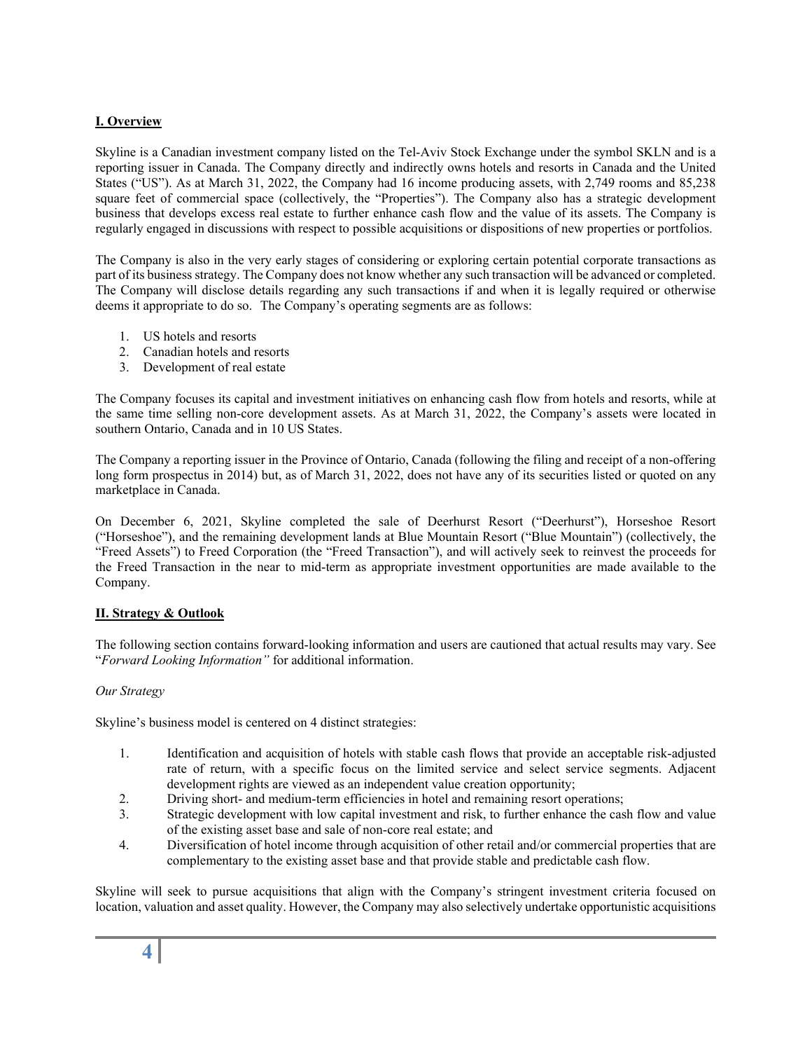## I. Overview

Skyline is a Canadian investment company listed on the Tel-Aviv Stock Exchange under the symbol SKLN and is a reporting issuer in Canada. The Company directly and indirectly owns hotels and resorts in Canada and the United States ("US"). As at March 31, 2022, the Company had 16 income producing assets, with 2,749 rooms and 85,238 square feet of commercial space (collectively, the "Properties"). The Company also has a strategic development business that develops excess real estate to further enhance cash flow and the value of its assets. The Company is regularly engaged in discussions with respect to possible acquisitions or dispositions of new properties or portfolios.

The Company is also in the very early stages of considering or exploring certain potential corporate transactions as part of its business strategy. The Company does not know whether any such transaction will be advanced or completed. The Company will disclose details regarding any such transactions if and when it is legally required or otherwise deems it appropriate to do so. The Company's operating segments are as follows:

1. US hotels and resorts
2. Canadian hotels and resorts
3. Development of real estate

The Company focuses its capital and investment initiatives on enhancing cash flow from hotels and resorts, while at the same time selling non-core development assets. As at March 31, 2022, the Company's assets were located in southern Ontario, Canada and in 10 US States.

The Company a reporting issuer in the Province of Ontario, Canada (following the filing and receipt of a non-offering long form prospectus in 2014) but, as of March 31, 2022, does not have any of its securities listed or quoted on any marketplace in Canada.

On December 6, 2021, Skyline completed the sale of Deerhurst Resort ("Deerhurst"), Horseshoe Resort ("Horseshoe"), and the remaining development lands at Blue Mountain Resort ("Blue Mountain") (collectively, the "Freed Assets") to Freed Corporation (the "Freed Transaction"), and will actively seek to reinvest the proceeds for the Freed Transaction in the near to mid-term as appropriate investment opportunities are made available to the Company.

## II. Strategy & Outlook

The following section contains forward-looking information and users are cautioned that actual results may vary. See "*Forward Looking Information"* for additional information.

*Our Strategy*

Skyline's business model is centered on 4 distinct strategies:

1. Identification and acquisition of hotels with stable cash flows that provide an acceptable risk-adjusted rate of return, with a specific focus on the limited service and select service segments. Adjacent development rights are viewed as an independent value creation opportunity;
2. Driving short- and medium-term efficiencies in hotel and remaining resort operations;
3. Strategic development with low capital investment and risk, to further enhance the cash flow and value of the existing asset base and sale of non-core real estate; and
4. Diversification of hotel income through acquisition of other retail and/or commercial properties that are complementary to the existing asset base and that provide stable and predictable cash flow.

Skyline will seek to pursue acquisitions that align with the Company's stringent investment criteria focused on location, valuation and asset quality. However, the Company may also selectively undertake opportunistic acquisitions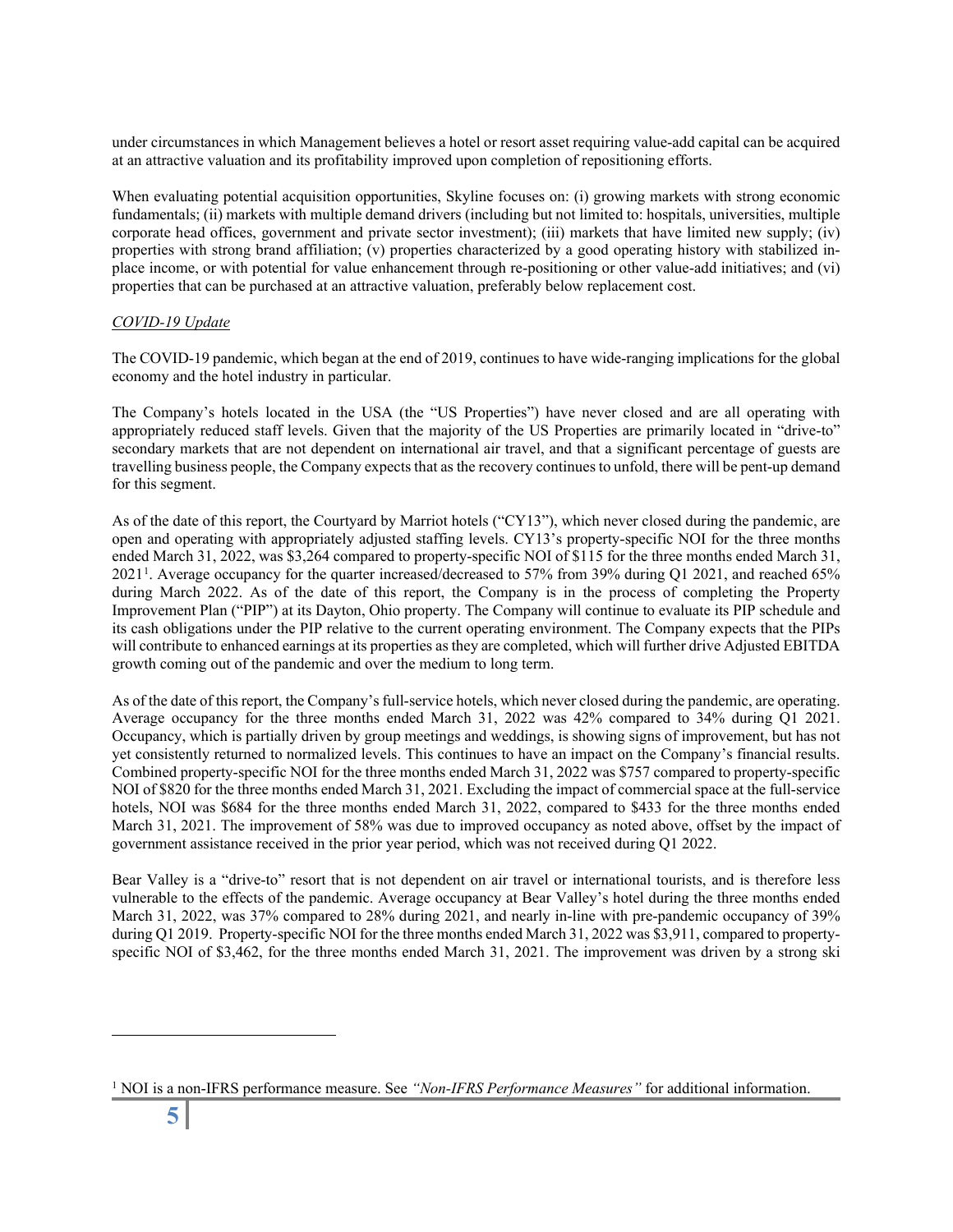under circumstances in which Management believes a hotel or resort asset requiring value-add capital can be acquired at an attractive valuation and its profitability improved upon completion of repositioning efforts.

When evaluating potential acquisition opportunities, Skyline focuses on: (i) growing markets with strong economic fundamentals; (ii) markets with multiple demand drivers (including but not limited to: hospitals, universities, multiple corporate head offices, government and private sector investment); (iii) markets that have limited new supply; (iv) properties with strong brand affiliation; (v) properties characterized by a good operating history with stabilized in-place income, or with potential for value enhancement through re-positioning or other value-add initiatives; and (vi) properties that can be purchased at an attractive valuation, preferably below replacement cost.

*COVID-19 Update*

The COVID-19 pandemic, which began at the end of 2019, continues to have wide-ranging implications for the global economy and the hotel industry in particular.

The Company's hotels located in the USA (the "US Properties") have never closed and are all operating with appropriately reduced staff levels. Given that the majority of the US Properties are primarily located in "drive-to" secondary markets that are not dependent on international air travel, and that a significant percentage of guests are travelling business people, the Company expects that as the recovery continues to unfold, there will be pent-up demand for this segment.

As of the date of this report, the Courtyard by Marriot hotels ("CY13"), which never closed during the pandemic, are open and operating with appropriately adjusted staffing levels. CY13's property-specific NOI for the three months ended March 31, 2022, was $3,264 compared to property-specific NOI of $115 for the three months ended March 31, 2021[1]. Average occupancy for the quarter increased/decreased to 57% from 39% during Q1 2021, and reached 65% during March 2022. As of the date of this report, the Company is in the process of completing the Property Improvement Plan ("PIP") at its Dayton, Ohio property. The Company will continue to evaluate its PIP schedule and its cash obligations under the PIP relative to the current operating environment. The Company expects that the PIPs will contribute to enhanced earnings at its properties as they are completed, which will further drive Adjusted EBITDA growth coming out of the pandemic and over the medium to long term.

As of the date of this report, the Company's full-service hotels, which never closed during the pandemic, are operating. Average occupancy for the three months ended March 31, 2022 was 42% compared to 34% during Q1 2021. Occupancy, which is partially driven by group meetings and weddings, is showing signs of improvement, but has not yet consistently returned to normalized levels. This continues to have an impact on the Company's financial results. Combined property-specific NOI for the three months ended March 31, 2022 was $757 compared to property-specific NOI of $820 for the three months ended March 31, 2021. Excluding the impact of commercial space at the full-service hotels, NOI was $684 for the three months ended March 31, 2022, compared to $433 for the three months ended March 31, 2021. The improvement of 58% was due to improved occupancy as noted above, offset by the impact of government assistance received in the prior year period, which was not received during Q1 2022.

Bear Valley is a "drive-to" resort that is not dependent on air travel or international tourists, and is therefore less vulnerable to the effects of the pandemic. Average occupancy at Bear Valley's hotel during the three months ended March 31, 2022, was 37% compared to 28% during 2021, and nearly in-line with pre-pandemic occupancy of 39% during Q1 2019. Property-specific NOI for the three months ended March 31, 2022 was $3,911, compared to property-specific NOI of $3,462, for the three months ended March 31, 2021. The improvement was driven by a strong ski

[1] NOI is a non-IFRS performance measure. See *"Non-IFRS Performance Measures"* for additional information.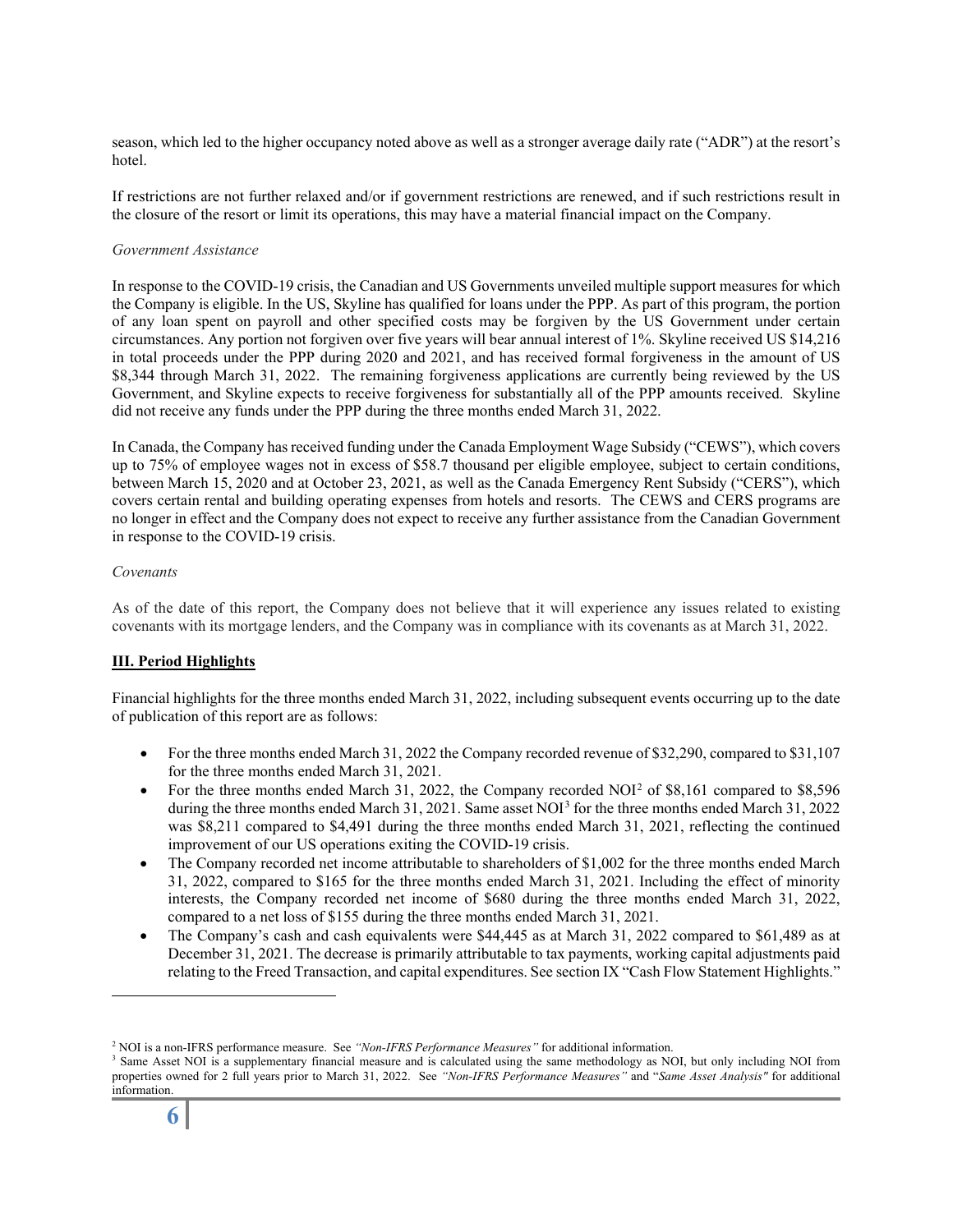season, which led to the higher occupancy noted above as well as a stronger average daily rate ("ADR") at the resort's hotel.

If restrictions are not further relaxed and/or if government restrictions are renewed, and if such restrictions result in the closure of the resort or limit its operations, this may have a material financial impact on the Company.

*Government Assistance*

In response to the COVID-19 crisis, the Canadian and US Governments unveiled multiple support measures for which the Company is eligible. In the US, Skyline has qualified for loans under the PPP. As part of this program, the portion of any loan spent on payroll and other specified costs may be forgiven by the US Government under certain circumstances. Any portion not forgiven over five years will bear annual interest of 1%. Skyline received US $14,216 in total proceeds under the PPP during 2020 and 2021, and has received formal forgiveness in the amount of US $8,344 through March 31, 2022. The remaining forgiveness applications are currently being reviewed by the US Government, and Skyline expects to receive forgiveness for substantially all of the PPP amounts received. Skyline did not receive any funds under the PPP during the three months ended March 31, 2022.

In Canada, the Company has received funding under the Canada Employment Wage Subsidy ("CEWS"), which covers up to 75% of employee wages not in excess of $58.7 thousand per eligible employee, subject to certain conditions, between March 15, 2020 and at October 23, 2021, as well as the Canada Emergency Rent Subsidy ("CERS"), which covers certain rental and building operating expenses from hotels and resorts. The CEWS and CERS programs are no longer in effect and the Company does not expect to receive any further assistance from the Canadian Government in response to the COVID-19 crisis.

*Covenants*

As of the date of this report, the Company does not believe that it will experience any issues related to existing covenants with its mortgage lenders, and the Company was in compliance with its covenants as at March 31, 2022.

## III. Period Highlights

Financial highlights for the three months ended March 31, 2022, including subsequent events occurring up to the date of publication of this report are as follows:

- For the three months ended March 31, 2022 the Company recorded revenue of $32,290, compared to $31,107 for the three months ended March 31, 2021.
- For the three months ended March 31, 2022, the Company recorded NOI[2] of $8,161 compared to $8,596 during the three months ended March 31, 2021. Same asset NOI[3] for the three months ended March 31, 2022 was $8,211 compared to $4,491 during the three months ended March 31, 2021, reflecting the continued improvement of our US operations exiting the COVID-19 crisis.
- The Company recorded net income attributable to shareholders of $1,002 for the three months ended March 31, 2022, compared to $165 for the three months ended March 31, 2021. Including the effect of minority interests, the Company recorded net income of $680 during the three months ended March 31, 2022, compared to a net loss of $155 during the three months ended March 31, 2021.
- The Company's cash and cash equivalents were $44,445 as at March 31, 2022 compared to $61,489 as at December 31, 2021. The decrease is primarily attributable to tax payments, working capital adjustments paid relating to the Freed Transaction, and capital expenditures. See section IX "Cash Flow Statement Highlights."

---

[2] NOI is a non-IFRS performance measure. See *"Non-IFRS Performance Measures"* for additional information.

[3] Same Asset NOI is a supplementary financial measure and is calculated using the same methodology as NOI, but only including NOI from properties owned for 2 full years prior to March 31, 2022. See *"Non-IFRS Performance Measures"* and "*Same Asset Analysis"* for additional information.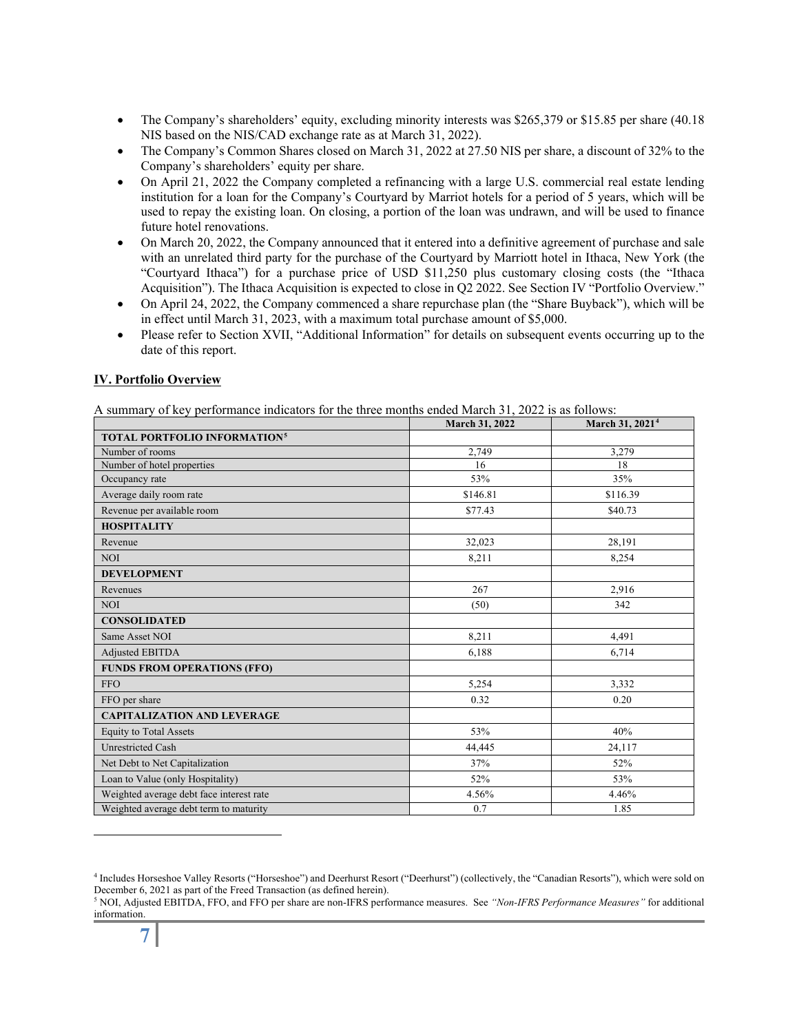- The Company's shareholders' equity, excluding minority interests was $265,379 or $15.85 per share (40.18 NIS based on the NIS/CAD exchange rate as at March 31, 2022).
- The Company's Common Shares closed on March 31, 2022 at 27.50 NIS per share, a discount of 32% to the Company's shareholders' equity per share.
- On April 21, 2022 the Company completed a refinancing with a large U.S. commercial real estate lending institution for a loan for the Company's Courtyard by Marriot hotels for a period of 5 years, which will be used to repay the existing loan. On closing, a portion of the loan was undrawn, and will be used to finance future hotel renovations.
- On March 20, 2022, the Company announced that it entered into a definitive agreement of purchase and sale with an unrelated third party for the purchase of the Courtyard by Marriott hotel in Ithaca, New York (the "Courtyard Ithaca") for a purchase price of USD $11,250 plus customary closing costs (the "Ithaca Acquisition"). The Ithaca Acquisition is expected to close in Q2 2022. See Section IV "Portfolio Overview."
- On April 24, 2022, the Company commenced a share repurchase plan (the "Share Buyback"), which will be in effect until March 31, 2023, with a maximum total purchase amount of $5,000.
- Please refer to Section XVII, "Additional Information" for details on subsequent events occurring up to the date of this report.

## IV. Portfolio Overview

A summary of key performance indicators for the three months ended March 31, 2022 is as follows:

| | March 31, 2022 | March 31, 2021[4] |
|---|---|---|
| **TOTAL PORTFOLIO INFORMATION[5]** | | |
| Number of rooms | 2,749 | 3,279 |
| Number of hotel properties | 16 | 18 |
| Occupancy rate | 53% | 35% |
| Average daily room rate | $146.81 | $116.39 |
| Revenue per available room | $77.43 | $40.73 |
| **HOSPITALITY** | | |
| Revenue | 32,023 | 28,191 |
| NOI | 8,211 | 8,254 |
| **DEVELOPMENT** | | |
| Revenues | 267 | 2,916 |
| NOI | (50) | 342 |
| **CONSOLIDATED** | | |
| Same Asset NOI | 8,211 | 4,491 |
| Adjusted EBITDA | 6,188 | 6,714 |
| **FUNDS FROM OPERATIONS (FFO)** | | |
| FFO | 5,254 | 3,332 |
| FFO per share | 0.32 | 0.20 |
| **CAPITALIZATION AND LEVERAGE** | | |
| Equity to Total Assets | 53% | 40% |
| Unrestricted Cash | 44,445 | 24,117 |
| Net Debt to Net Capitalization | 37% | 52% |
| Loan to Value (only Hospitality) | 52% | 53% |
| Weighted average debt face interest rate | 4.56% | 4.46% |
| Weighted average debt term to maturity | 0.7 | 1.85 |

---

[4] Includes Horseshoe Valley Resorts ("Horseshoe") and Deerhurst Resort ("Deerhurst") (collectively, the "Canadian Resorts"), which were sold on December 6, 2021 as part of the Freed Transaction (as defined herein).

[5] NOI, Adjusted EBITDA, FFO, and FFO per share are non-IFRS performance measures. See *"Non-IFRS Performance Measures"* for additional information.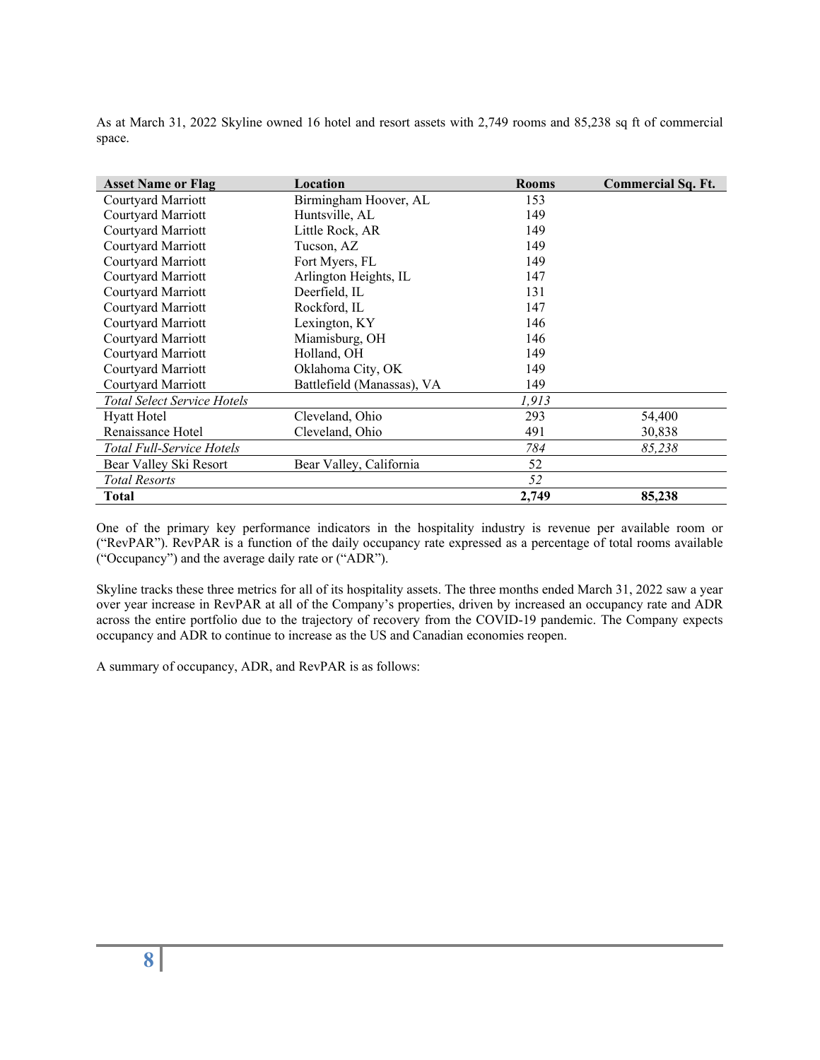As at March 31, 2022 Skyline owned 16 hotel and resort assets with 2,749 rooms and 85,238 sq ft of commercial space.

| Asset Name or Flag | Location | Rooms | Commercial Sq. Ft. |
|---|---|---|---|
| Courtyard Marriott | Birmingham Hoover, AL | 153 | |
| Courtyard Marriott | Huntsville, AL | 149 | |
| Courtyard Marriott | Little Rock, AR | 149 | |
| Courtyard Marriott | Tucson, AZ | 149 | |
| Courtyard Marriott | Fort Myers, FL | 149 | |
| Courtyard Marriott | Arlington Heights, IL | 147 | |
| Courtyard Marriott | Deerfield, IL | 131 | |
| Courtyard Marriott | Rockford, IL | 147 | |
| Courtyard Marriott | Lexington, KY | 146 | |
| Courtyard Marriott | Miamisburg, OH | 146 | |
| Courtyard Marriott | Holland, OH | 149 | |
| Courtyard Marriott | Oklahoma City, OK | 149 | |
| Courtyard Marriott | Battlefield (Manassas), VA | 149 | |
| *Total Select Service Hotels* | | *1,913* | |
| Hyatt Hotel | Cleveland, Ohio | 293 | 54,400 |
| Renaissance Hotel | Cleveland, Ohio | 491 | 30,838 |
| *Total Full-Service Hotels* | | *784* | *85,238* |
| Bear Valley Ski Resort | Bear Valley, California | 52 | |
| *Total Resorts* | | *52* | |
| **Total** | | **2,749** | **85,238** |

One of the primary key performance indicators in the hospitality industry is revenue per available room or ("RevPAR"). RevPAR is a function of the daily occupancy rate expressed as a percentage of total rooms available ("Occupancy") and the average daily rate or ("ADR").

Skyline tracks these three metrics for all of its hospitality assets. The three months ended March 31, 2022 saw a year over year increase in RevPAR at all of the Company's properties, driven by increased an occupancy rate and ADR across the entire portfolio due to the trajectory of recovery from the COVID-19 pandemic. The Company expects occupancy and ADR to continue to increase as the US and Canadian economies reopen.

A summary of occupancy, ADR, and RevPAR is as follows: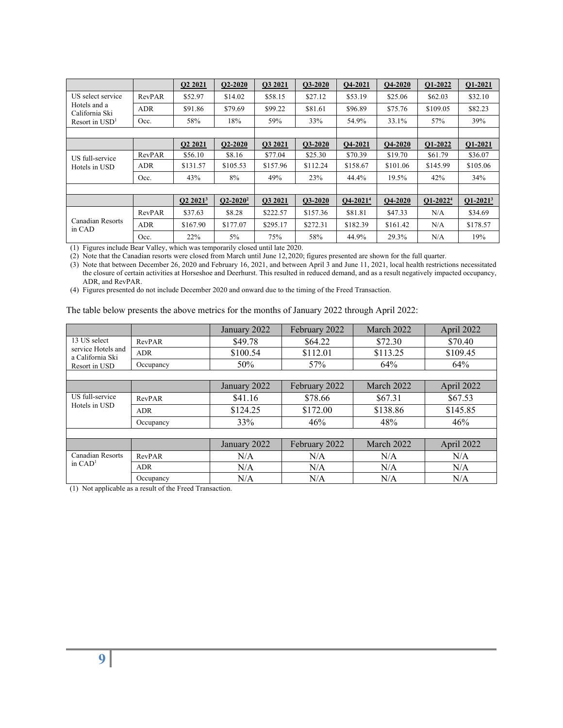| | | Q2 2021 | Q2-2020 | Q3 2021 | Q3-2020 | Q4-2021 | Q4-2020 | Q1-2022 | Q1-2021 |
|---|---|---|---|---|---|---|---|---|---|
| US select service Hotels and a California Ski Resort in USD[1] | RevPAR | $52.97 | $14.02 | $58.15 | $27.12 | $53.19 | $25.06 | $62.03 | $32.10 |
| | ADR | $91.86 | $79.69 | $99.22 | $81.61 | $96.89 | $75.76 | $109.05 | $82.23 |
| | Occ. | 58% | 18% | 59% | 33% | 54.9% | 33.1% | 57% | 39% |
| | | | | | | | | | |
| | | Q2 2021 | Q2-2020 | Q3 2021 | Q3-2020 | Q4-2021 | Q4-2020 | Q1-2022 | Q1-2021 |
| US full-service Hotels in USD | RevPAR | $56.10 | $8.16 | $77.04 | $25.30 | $70.39 | $19.70 | $61.79 | $36.07 |
| | ADR | $131.57 | $105.53 | $157.96 | $112.24 | $158.67 | $101.06 | $145.99 | $105.06 |
| | Occ. | 43% | 8% | 49% | 23% | 44.4% | 19.5% | 42% | 34% |
| | | | | | | | | | |
| | | Q2 2021[3] | Q2-2020[2] | Q3 2021 | Q3-2020 | Q4-2021[4] | Q4-2020 | Q1-2022[4] | Q1-2021[3] |
| Canadian Resorts in CAD | RevPAR | $37.63 | $8.28 | $222.57 | $157.36 | $81.81 | $47.33 | N/A | $34.69 |
| | ADR | $167.90 | $177.07 | $295.17 | $272.31 | $182.39 | $161.42 | N/A | $178.57 |
| | Occ. | 22% | 5% | 75% | 58% | 44.9% | 29.3% | N/A | 19% |

(1) Figures include Bear Valley, which was temporarily closed until late 2020.
(2) Note that the Canadian resorts were closed from March until June 12,2020; figures presented are shown for the full quarter.
(3) Note that between December 26, 2020 and February 16, 2021, and between April 3 and June 11, 2021, local health restrictions necessitated the closure of certain activities at Horseshoe and Deerhurst. This resulted in reduced demand, and as a result negatively impacted occupancy, ADR, and RevPAR.
(4) Figures presented do not include December 2020 and onward due to the timing of the Freed Transaction.

The table below presents the above metrics for the months of January 2022 through April 2022:

| | | January 2022 | February 2022 | March 2022 | April 2022 |
|---|---|---|---|---|---|
| 13 US select service Hotels and a California Ski Resort in USD | RevPAR | $49.78 | $64.22 | $72.30 | $70.40 |
| | ADR | $100.54 | $112.01 | $113.25 | $109.45 |
| | Occupancy | 50% | 57% | 64% | 64% |
| | | | | | |
| | | January 2022 | February 2022 | March 2022 | April 2022 |
| US full-service Hotels in USD | RevPAR | $41.16 | $78.66 | $67.31 | $67.53 |
| | ADR | $124.25 | $172.00 | $138.86 | $145.85 |
| | Occupancy | 33% | 46% | 48% | 46% |
| | | | | | |
| | | January 2022 | February 2022 | March 2022 | April 2022 |
| Canadian Resorts in CAD[1] | RevPAR | N/A | N/A | N/A | N/A |
| | ADR | N/A | N/A | N/A | N/A |
| | Occupancy | N/A | N/A | N/A | N/A |

(1) Not applicable as a result of the Freed Transaction.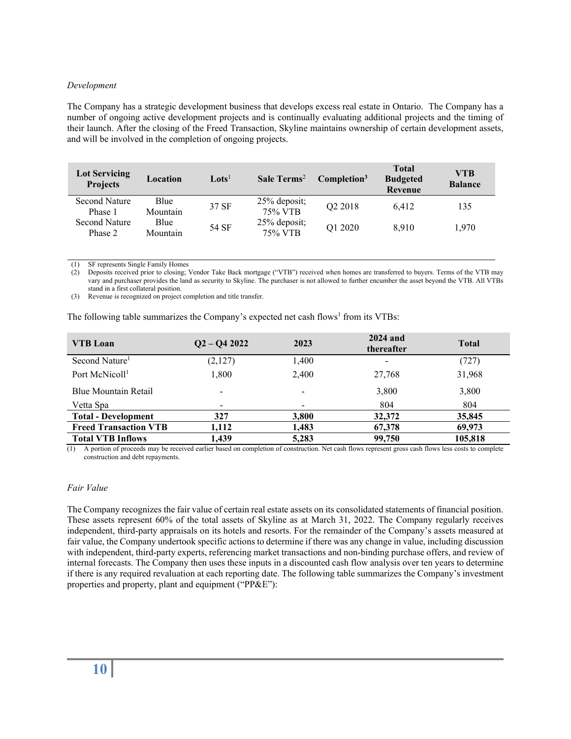*Development*

The Company has a strategic development business that develops excess real estate in Ontario. The Company has a number of ongoing active development projects and is continually evaluating additional projects and the timing of their launch. After the closing of the Freed Transaction, Skyline maintains ownership of certain development assets, and will be involved in the completion of ongoing projects.

| Lot Servicing Projects | Location | Lots[1] | Sale Terms[2] | Completion[3] | Total Budgeted Revenue | VTB Balance |
|---|---|---|---|---|---|---|
| Second Nature Phase 1 | Blue Mountain | 37 SF | 25% deposit; 75% VTB | Q2 2018 | 6,412 | 135 |
| Second Nature Phase 2 | Blue Mountain | 54 SF | 25% deposit; 75% VTB | Q1 2020 | 8,910 | 1,970 |

(1) SF represents Single Family Homes
(2) Deposits received prior to closing; Vendor Take Back mortgage ("VTB") received when homes are transferred to buyers. Terms of the VTB may vary and purchaser provides the land as security to Skyline. The purchaser is not allowed to further encumber the asset beyond the VTB. All VTBs stand in a first collateral position.
(3) Revenue is recognized on project completion and title transfer.

The following table summarizes the Company's expected net cash flows[1] from its VTBs:

| VTB Loan | Q2 – Q4 2022 | 2023 | 2024 and thereafter | Total |
|---|---|---|---|---|
| Second Nature[1] | (2,127) | 1,400 | - | (727) |
| Port McNicoll[1] | 1,800 | 2,400 | 27,768 | 31,968 |
| Blue Mountain Retail | - | - | 3,800 | 3,800 |
| Vetta Spa | - | - | 804 | 804 |
| **Total - Development** | **327** | **3,800** | **32,372** | **35,845** |
| **Freed Transaction VTB** | **1,112** | **1,483** | **67,378** | **69,973** |
| **Total VTB Inflows** | **1,439** | **5,283** | **99,750** | **105,818** |

(1) A portion of proceeds may be received earlier based on completion of construction. Net cash flows represent gross cash flows less costs to complete construction and debt repayments.

*Fair Value*

The Company recognizes the fair value of certain real estate assets on its consolidated statements of financial position. These assets represent 60% of the total assets of Skyline as at March 31, 2022. The Company regularly receives independent, third-party appraisals on its hotels and resorts. For the remainder of the Company's assets measured at fair value, the Company undertook specific actions to determine if there was any change in value, including discussion with independent, third-party experts, referencing market transactions and non-binding purchase offers, and review of internal forecasts. The Company then uses these inputs in a discounted cash flow analysis over ten years to determine if there is any required revaluation at each reporting date. The following table summarizes the Company's investment properties and property, plant and equipment ("PP&E"):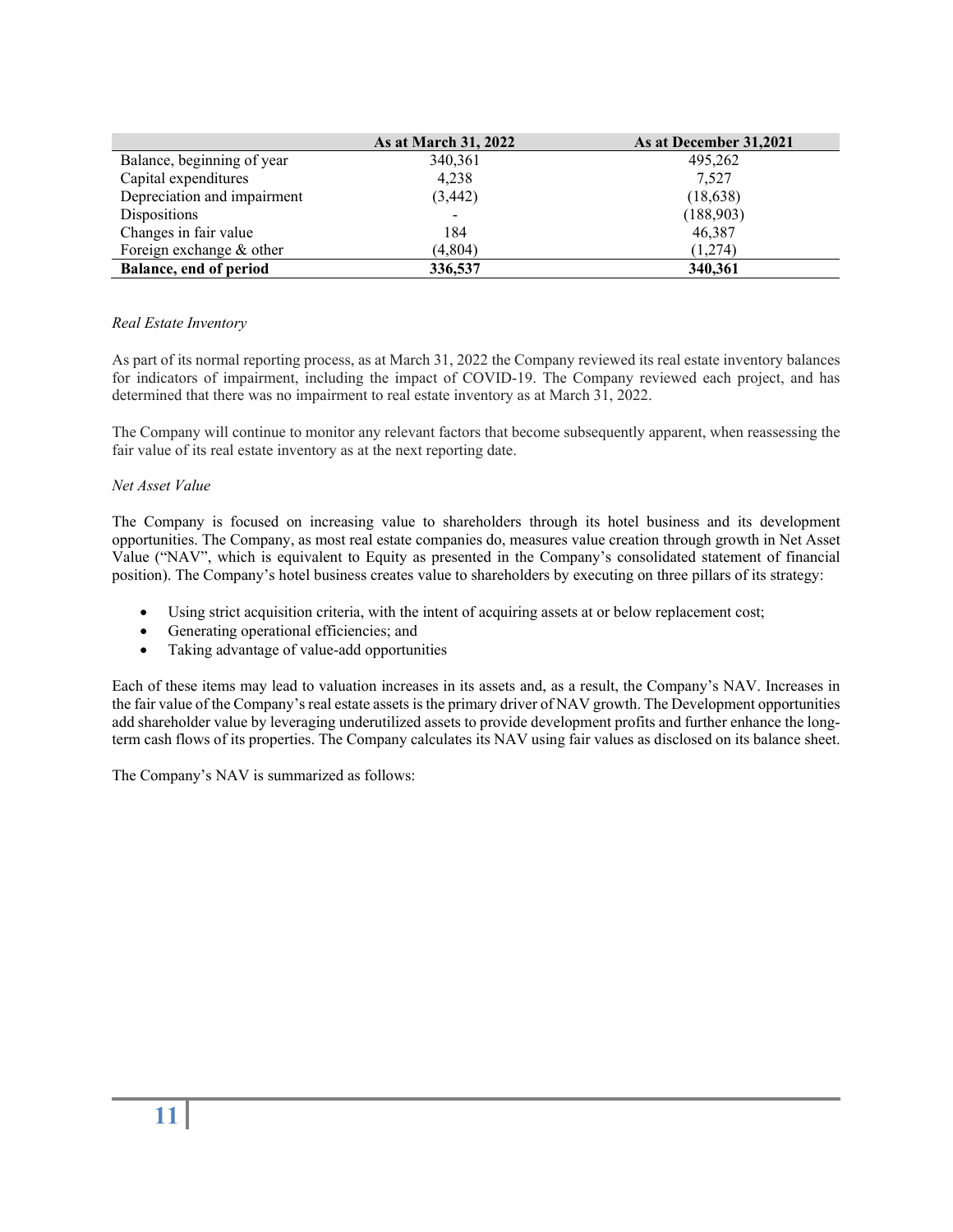| | As at March 31, 2022 | As at December 31,2021 |
|---|---|---|
| Balance, beginning of year | 340,361 | 495,262 |
| Capital expenditures | 4,238 | 7,527 |
| Depreciation and impairment | (3,442) | (18,638) |
| Dispositions | - | (188,903) |
| Changes in fair value | 184 | 46,387 |
| Foreign exchange & other | (4,804) | (1,274) |
| **Balance, end of period** | **336,537** | **340,361** |

*Real Estate Inventory*

As part of its normal reporting process, as at March 31, 2022 the Company reviewed its real estate inventory balances for indicators of impairment, including the impact of COVID-19. The Company reviewed each project, and has determined that there was no impairment to real estate inventory as at March 31, 2022.

The Company will continue to monitor any relevant factors that become subsequently apparent, when reassessing the fair value of its real estate inventory as at the next reporting date.

*Net Asset Value*

The Company is focused on increasing value to shareholders through its hotel business and its development opportunities. The Company, as most real estate companies do, measures value creation through growth in Net Asset Value ("NAV", which is equivalent to Equity as presented in the Company's consolidated statement of financial position). The Company's hotel business creates value to shareholders by executing on three pillars of its strategy:

- Using strict acquisition criteria, with the intent of acquiring assets at or below replacement cost;
- Generating operational efficiencies; and
- Taking advantage of value-add opportunities

Each of these items may lead to valuation increases in its assets and, as a result, the Company's NAV. Increases in the fair value of the Company's real estate assets is the primary driver of NAV growth. The Development opportunities add shareholder value by leveraging underutilized assets to provide development profits and further enhance the long-term cash flows of its properties. The Company calculates its NAV using fair values as disclosed on its balance sheet.

The Company's NAV is summarized as follows: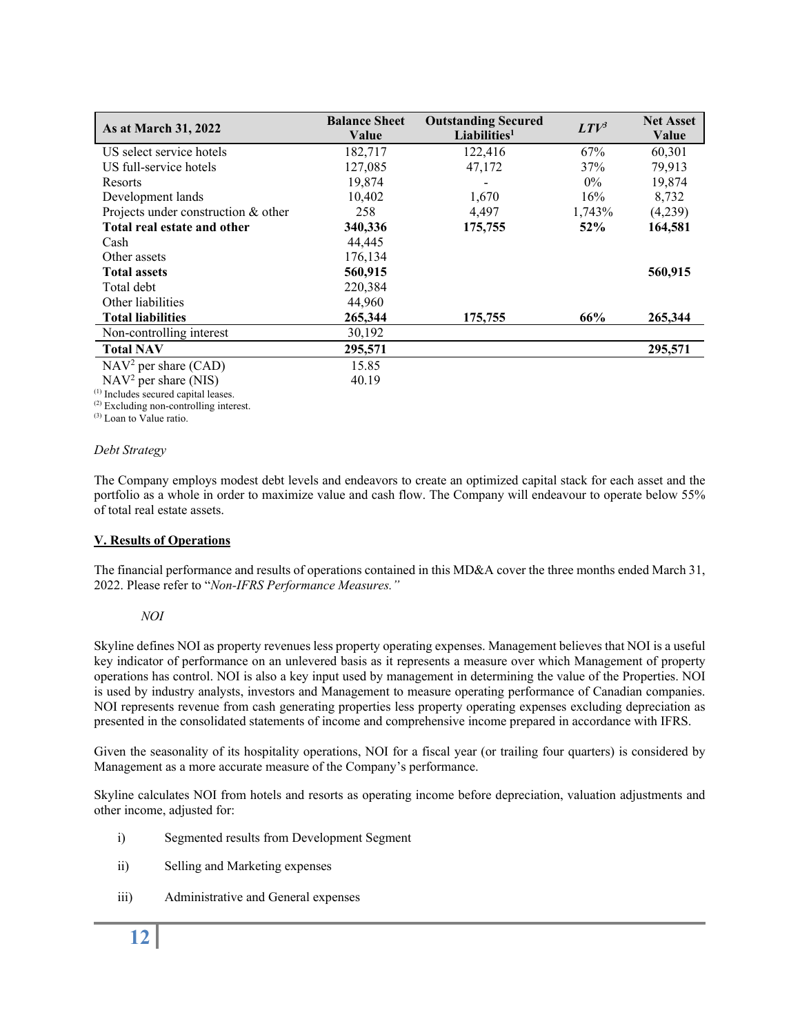| As at March 31, 2022 | Balance Sheet Value | Outstanding Secured Liabilities[1] | LTV[3] | Net Asset Value |
|---|---|---|---|---|
| US select service hotels | 182,717 | 122,416 | 67% | 60,301 |
| US full-service hotels | 127,085 | 47,172 | 37% | 79,913 |
| Resorts | 19,874 | - | 0% | 19,874 |
| Development lands | 10,402 | 1,670 | 16% | 8,732 |
| Projects under construction & other | 258 | 4,497 | 1,743% | (4,239) |
| **Total real estate and other** | **340,336** | **175,755** | **52%** | **164,581** |
| Cash | 44,445 | | | |
| Other assets | 176,134 | | | |
| **Total assets** | **560,915** | | | **560,915** |
| Total debt | 220,384 | | | |
| Other liabilities | 44,960 | | | |
| **Total liabilities** | **265,344** | **175,755** | **66%** | **265,344** |
| Non-controlling interest | 30,192 | | | |
| **Total NAV** | **295,571** | | | **295,571** |
| NAV[2] per share (CAD) | 15.85 | | | |
| NAV[2] per share (NIS) | 40.19 | | | |

(1) Includes secured capital leases.
(2) Excluding non-controlling interest.
(3) Loan to Value ratio.

*Debt Strategy*

The Company employs modest debt levels and endeavors to create an optimized capital stack for each asset and the portfolio as a whole in order to maximize value and cash flow. The Company will endeavour to operate below 55% of total real estate assets.

## V. Results of Operations

The financial performance and results of operations contained in this MD&A cover the three months ended March 31, 2022. Please refer to "*Non-IFRS Performance Measures.*"

*NOI*

Skyline defines NOI as property revenues less property operating expenses. Management believes that NOI is a useful key indicator of performance on an unlevered basis as it represents a measure over which Management of property operations has control. NOI is also a key input used by management in determining the value of the Properties. NOI is used by industry analysts, investors and Management to measure operating performance of Canadian companies. NOI represents revenue from cash generating properties less property operating expenses excluding depreciation as presented in the consolidated statements of income and comprehensive income prepared in accordance with IFRS.

Given the seasonality of its hospitality operations, NOI for a fiscal year (or trailing four quarters) is considered by Management as a more accurate measure of the Company's performance.

Skyline calculates NOI from hotels and resorts as operating income before depreciation, valuation adjustments and other income, adjusted for:

i) Segmented results from Development Segment

ii) Selling and Marketing expenses

iii) Administrative and General expenses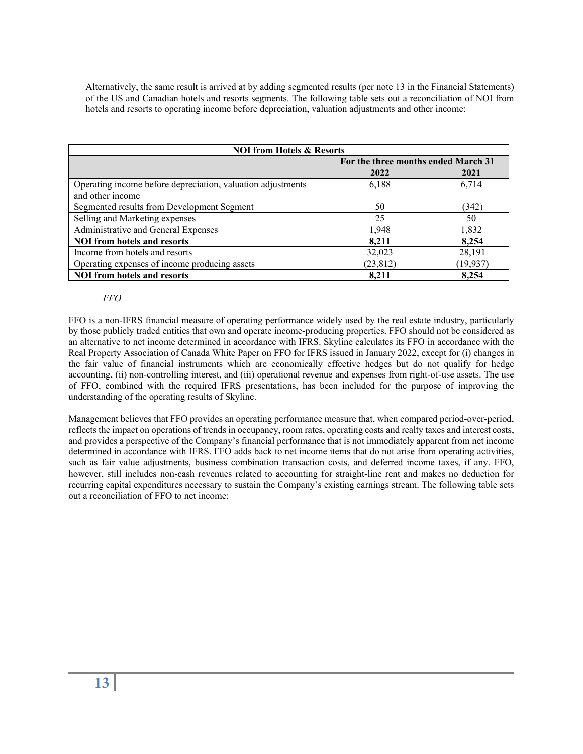Alternatively, the same result is arrived at by adding segmented results (per note 13 in the Financial Statements) of the US and Canadian hotels and resorts segments. The following table sets out a reconciliation of NOI from hotels and resorts to operating income before depreciation, valuation adjustments and other income:

| **NOI from Hotels & Resorts** | | |
|---|---|---|
| | **For the three months ended March 31** | |
| | **2022** | **2021** |
| Operating income before depreciation, valuation adjustments and other income | 6,188 | 6,714 |
| Segmented results from Development Segment | 50 | (342) |
| Selling and Marketing expenses | 25 | 50 |
| Administrative and General Expenses | 1,948 | 1,832 |
| **NOI from hotels and resorts** | **8,211** | **8,254** |
| Income from hotels and resorts | 32,023 | 28,191 |
| Operating expenses of income producing assets | (23,812) | (19,937) |
| **NOI from hotels and resorts** | **8,211** | **8,254** |

*FFO*

FFO is a non-IFRS financial measure of operating performance widely used by the real estate industry, particularly by those publicly traded entities that own and operate income-producing properties. FFO should not be considered as an alternative to net income determined in accordance with IFRS. Skyline calculates its FFO in accordance with the Real Property Association of Canada White Paper on FFO for IFRS issued in January 2022, except for (i) changes in the fair value of financial instruments which are economically effective hedges but do not qualify for hedge accounting, (ii) non-controlling interest, and (iii) operational revenue and expenses from right-of-use assets. The use of FFO, combined with the required IFRS presentations, has been included for the purpose of improving the understanding of the operating results of Skyline.

Management believes that FFO provides an operating performance measure that, when compared period-over-period, reflects the impact on operations of trends in occupancy, room rates, operating costs and realty taxes and interest costs, and provides a perspective of the Company's financial performance that is not immediately apparent from net income determined in accordance with IFRS. FFO adds back to net income items that do not arise from operating activities, such as fair value adjustments, business combination transaction costs, and deferred income taxes, if any. FFO, however, still includes non-cash revenues related to accounting for straight-line rent and makes no deduction for recurring capital expenditures necessary to sustain the Company's existing earnings stream. The following table sets out a reconciliation of FFO to net income: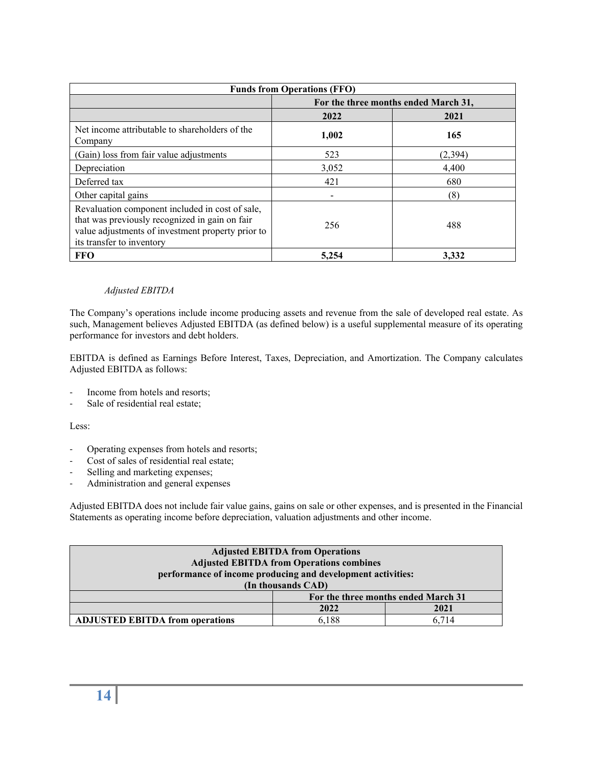| Funds from Operations (FFO) | | |
|---|---|---|
| | For the three months ended March 31, | |
| | 2022 | 2021 |
| Net income attributable to shareholders of the Company | **1,002** | **165** |
| (Gain) loss from fair value adjustments | 523 | (2,394) |
| Depreciation | 3,052 | 4,400 |
| Deferred tax | 421 | 680 |
| Other capital gains | - | (8) |
| Revaluation component included in cost of sale, that was previously recognized in gain on fair value adjustments of investment property prior to its transfer to inventory | 256 | 488 |
| **FFO** | **5,254** | **3,332** |

*Adjusted EBITDA*

The Company's operations include income producing assets and revenue from the sale of developed real estate. As such, Management believes Adjusted EBITDA (as defined below) is a useful supplemental measure of its operating performance for investors and debt holders.

EBITDA is defined as Earnings Before Interest, Taxes, Depreciation, and Amortization. The Company calculates Adjusted EBITDA as follows:

- Income from hotels and resorts;
- Sale of residential real estate;

Less:

- Operating expenses from hotels and resorts;
- Cost of sales of residential real estate;
- Selling and marketing expenses;
- Administration and general expenses

Adjusted EBITDA does not include fair value gains, gains on sale or other expenses, and is presented in the Financial Statements as operating income before depreciation, valuation adjustments and other income.

| Adjusted EBITDA from Operations<br>Adjusted EBITDA from Operations combines performance of income producing and development activities:<br>(In thousands CAD) | | |
|---|---|---|
| | For the three months ended March 31 | |
| | 2022 | 2021 |
| **ADJUSTED EBITDA from operations** | 6,188 | 6,714 |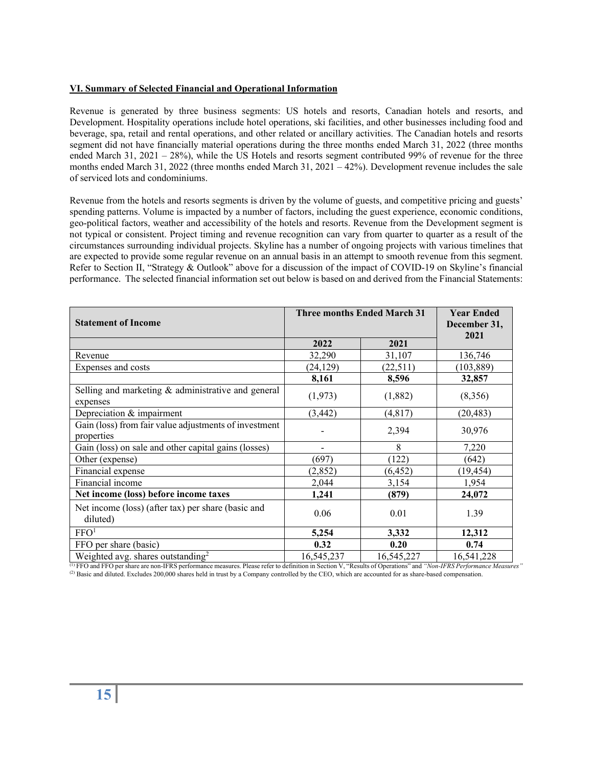## VI. Summary of Selected Financial and Operational Information

Revenue is generated by three business segments: US hotels and resorts, Canadian hotels and resorts, and Development. Hospitality operations include hotel operations, ski facilities, and other businesses including food and beverage, spa, retail and rental operations, and other related or ancillary activities. The Canadian hotels and resorts segment did not have financially material operations during the three months ended March 31, 2022 (three months ended March 31, 2021 – 28%), while the US Hotels and resorts segment contributed 99% of revenue for the three months ended March 31, 2022 (three months ended March 31, 2021 – 42%). Development revenue includes the sale of serviced lots and condominiums.

Revenue from the hotels and resorts segments is driven by the volume of guests, and competitive pricing and guests' spending patterns. Volume is impacted by a number of factors, including the guest experience, economic conditions, geo-political factors, weather and accessibility of the hotels and resorts. Revenue from the Development segment is not typical or consistent. Project timing and revenue recognition can vary from quarter to quarter as a result of the circumstances surrounding individual projects. Skyline has a number of ongoing projects with various timelines that are expected to provide some regular revenue on an annual basis in an attempt to smooth revenue from this segment. Refer to Section II, "Strategy & Outlook" above for a discussion of the impact of COVID-19 on Skyline's financial performance. The selected financial information set out below is based on and derived from the Financial Statements:

| **Statement of Income** | **Three months Ended March 31** | | **Year Ended December 31, 2021** |
|---|---|---|---|
| | **2022** | **2021** | |
| Revenue | 32,290 | 31,107 | 136,746 |
| Expenses and costs | (24,129) | (22,511) | (103,889) |
| | **8,161** | **8,596** | **32,857** |
| Selling and marketing & administrative and general expenses | (1,973) | (1,882) | (8,356) |
| Depreciation & impairment | (3,442) | (4,817) | (20,483) |
| Gain (loss) from fair value adjustments of investment properties | - | 2,394 | 30,976 |
| Gain (loss) on sale and other capital gains (losses) | - | 8 | 7,220 |
| Other (expense) | (697) | (122) | (642) |
| Financial expense | (2,852) | (6,452) | (19,454) |
| Financial income | 2,044 | 3,154 | 1,954 |
| **Net income (loss) before income taxes** | **1,241** | **(879)** | **24,072** |
| Net income (loss) (after tax) per share (basic and diluted) | 0.06 | 0.01 | 1.39 |
| FFO[1] | **5,254** | **3,332** | **12,312** |
| FFO per share (basic) | **0.32** | **0.20** | **0.74** |
| Weighted avg. shares outstanding[2] | 16,545,237 | 16,545,227 | 16,541,228 |

(1) FFO and FFO per share are non-IFRS performance measures. Please refer to definition in Section V, "Results of Operations" and *"Non-IFRS Performance Measures"*
(2) Basic and diluted. Excludes 200,000 shares held in trust by a Company controlled by the CEO, which are accounted for as share-based compensation.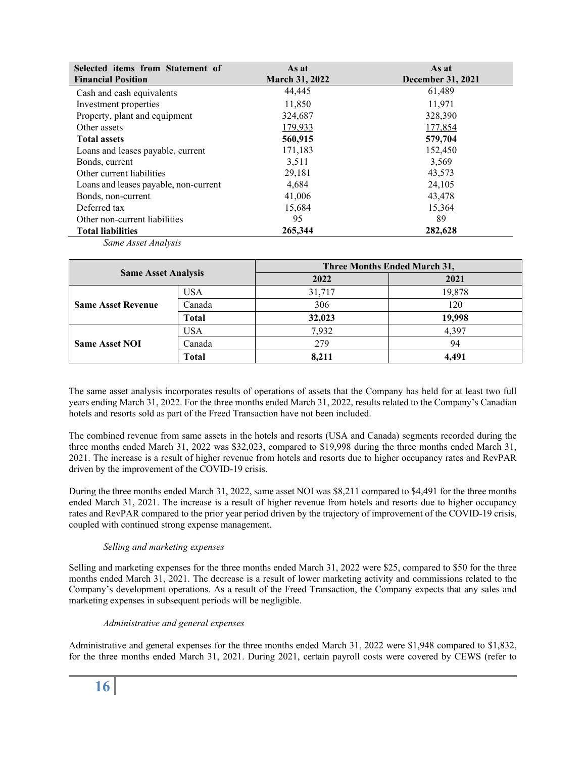| Selected items from Statement of Financial Position | As at March 31, 2022 | As at December 31, 2021 |
|---|---|---|
| Cash and cash equivalents | 44,445 | 61,489 |
| Investment properties | 11,850 | 11,971 |
| Property, plant and equipment | 324,687 | 328,390 |
| Other assets | 179,933 | 177,854 |
| **Total assets** | **560,915** | **579,704** |
| Loans and leases payable, current | 171,183 | 152,450 |
| Bonds, current | 3,511 | 3,569 |
| Other current liabilities | 29,181 | 43,573 |
| Loans and leases payable, non-current | 4,684 | 24,105 |
| Bonds, non-current | 41,006 | 43,478 |
| Deferred tax | 15,684 | 15,364 |
| Other non-current liabilities | 95 | 89 |
| **Total liabilities** | **265,344** | **282,628** |

*Same Asset Analysis*

| Same Asset Analysis | | Three Months Ended March 31, | |
|---|---|---|---|
| | | 2022 | 2021 |
| **Same Asset Revenue** | USA | 31,717 | 19,878 |
| | Canada | 306 | 120 |
| | **Total** | **32,023** | **19,998** |
| **Same Asset NOI** | USA | 7,932 | 4,397 |
| | Canada | 279 | 94 |
| | **Total** | **8,211** | **4,491** |

The same asset analysis incorporates results of operations of assets that the Company has held for at least two full years ending March 31, 2022. For the three months ended March 31, 2022, results related to the Company's Canadian hotels and resorts sold as part of the Freed Transaction have not been included.

The combined revenue from same assets in the hotels and resorts (USA and Canada) segments recorded during the three months ended March 31, 2022 was $32,023, compared to $19,998 during the three months ended March 31, 2021. The increase is a result of higher revenue from hotels and resorts due to higher occupancy rates and RevPAR driven by the improvement of the COVID-19 crisis.

During the three months ended March 31, 2022, same asset NOI was $8,211 compared to $4,491 for the three months ended March 31, 2021. The increase is a result of higher revenue from hotels and resorts due to higher occupancy rates and RevPAR compared to the prior year period driven by the trajectory of improvement of the COVID-19 crisis, coupled with continued strong expense management.

*Selling and marketing expenses*

Selling and marketing expenses for the three months ended March 31, 2022 were $25, compared to $50 for the three months ended March 31, 2021. The decrease is a result of lower marketing activity and commissions related to the Company's development operations. As a result of the Freed Transaction, the Company expects that any sales and marketing expenses in subsequent periods will be negligible.

*Administrative and general expenses*

Administrative and general expenses for the three months ended March 31, 2022 were $1,948 compared to $1,832, for the three months ended March 31, 2021. During 2021, certain payroll costs were covered by CEWS (refer to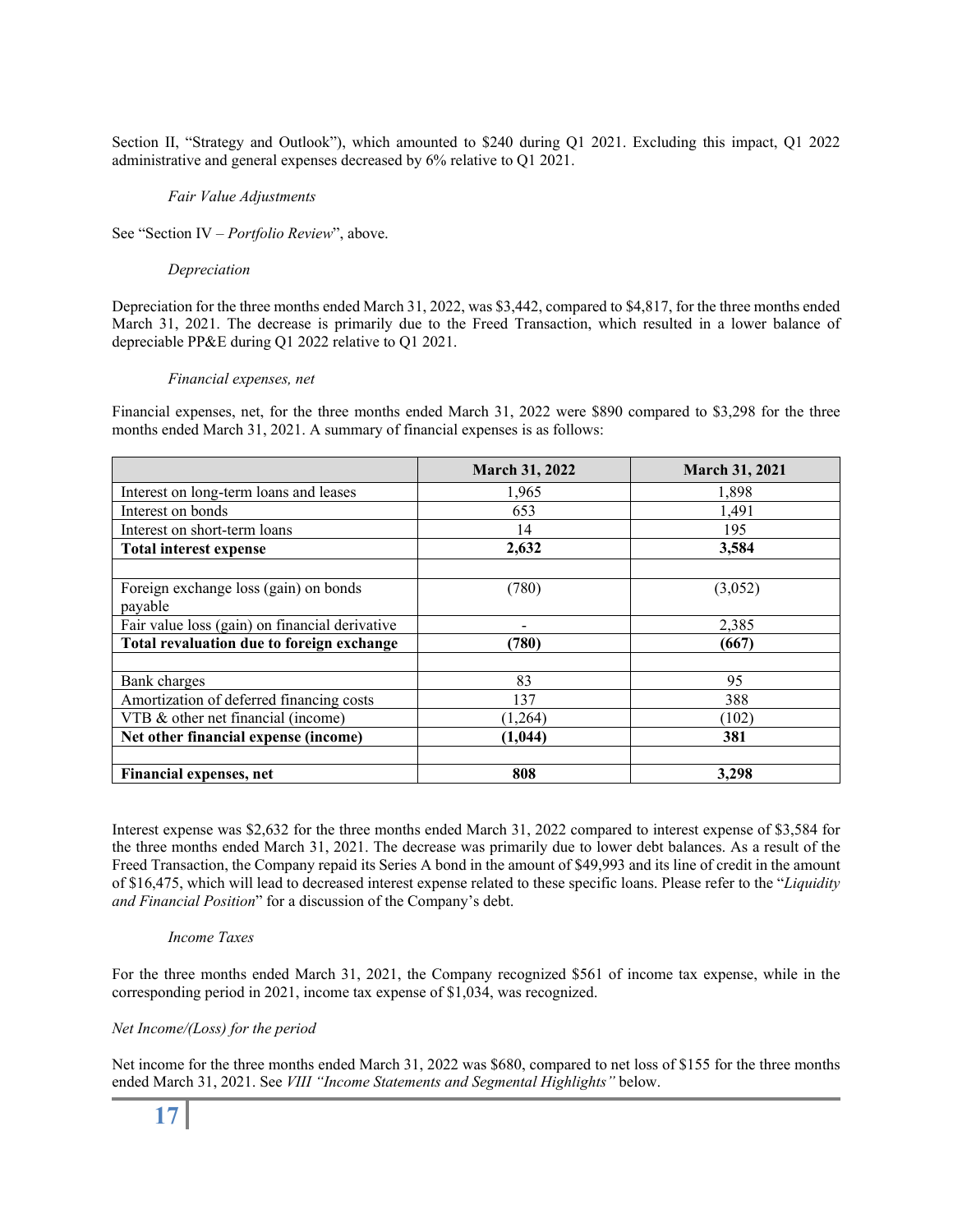Section II, "Strategy and Outlook"), which amounted to $240 during Q1 2021. Excluding this impact, Q1 2022 administrative and general expenses decreased by 6% relative to Q1 2021.

*Fair Value Adjustments*

See "Section IV – *Portfolio Review*", above.

*Depreciation*

Depreciation for the three months ended March 31, 2022, was $3,442, compared to $4,817, for the three months ended March 31, 2021. The decrease is primarily due to the Freed Transaction, which resulted in a lower balance of depreciable PP&E during Q1 2022 relative to Q1 2021.

*Financial expenses, net*

Financial expenses, net, for the three months ended March 31, 2022 were $890 compared to $3,298 for the three months ended March 31, 2021. A summary of financial expenses is as follows:

| | **March 31, 2022** | **March 31, 2021** |
|---|---|---|
| Interest on long-term loans and leases | 1,965 | 1,898 |
| Interest on bonds | 653 | 1,491 |
| Interest on short-term loans | 14 | 195 |
| **Total interest expense** | **2,632** | **3,584** |
| | | |
| Foreign exchange loss (gain) on bonds payable | (780) | (3,052) |
| Fair value loss (gain) on financial derivative | - | 2,385 |
| **Total revaluation due to foreign exchange** | **(780)** | **(667)** |
| | | |
| Bank charges | 83 | 95 |
| Amortization of deferred financing costs | 137 | 388 |
| VTB & other net financial (income) | (1,264) | (102) |
| **Net other financial expense (income)** | **(1,044)** | **381** |
| | | |
| **Financial expenses, net** | **808** | **3,298** |

Interest expense was $2,632 for the three months ended March 31, 2022 compared to interest expense of $3,584 for the three months ended March 31, 2021. The decrease was primarily due to lower debt balances. As a result of the Freed Transaction, the Company repaid its Series A bond in the amount of $49,993 and its line of credit in the amount of $16,475, which will lead to decreased interest expense related to these specific loans. Please refer to the "*Liquidity and Financial Position*" for a discussion of the Company's debt.

*Income Taxes*

For the three months ended March 31, 2021, the Company recognized $561 of income tax expense, while in the corresponding period in 2021, income tax expense of $1,034, was recognized.

*Net Income/(Loss) for the period*

Net income for the three months ended March 31, 2022 was $680, compared to net loss of $155 for the three months ended March 31, 2021. See *VIII "Income Statements and Segmental Highlights"* below.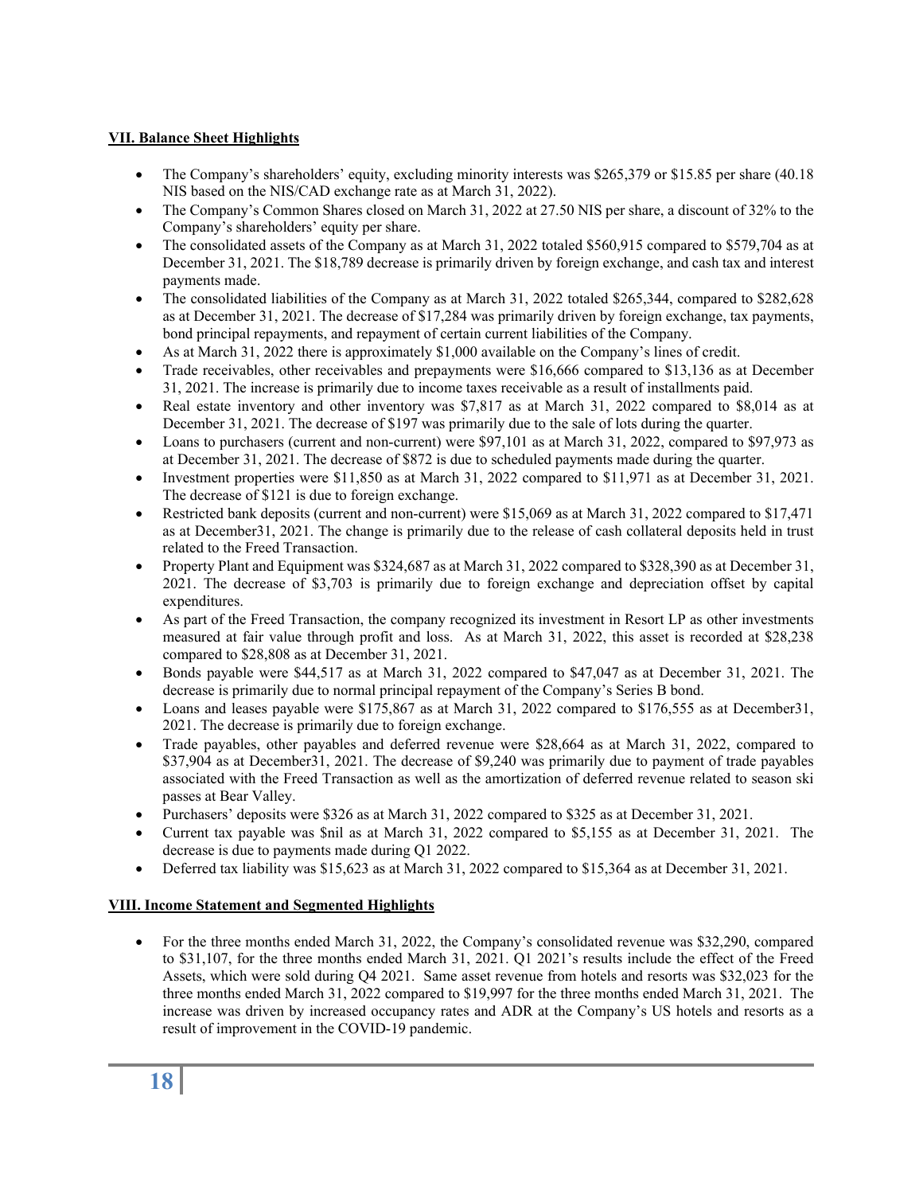**VII. Balance Sheet Highlights**

- The Company's shareholders' equity, excluding minority interests was $265,379 or $15.85 per share (40.18 NIS based on the NIS/CAD exchange rate as at March 31, 2022).
- The Company's Common Shares closed on March 31, 2022 at 27.50 NIS per share, a discount of 32% to the Company's shareholders' equity per share.
- The consolidated assets of the Company as at March 31, 2022 totaled $560,915 compared to $579,704 as at December 31, 2021. The $18,789 decrease is primarily driven by foreign exchange, and cash tax and interest payments made.
- The consolidated liabilities of the Company as at March 31, 2022 totaled $265,344, compared to $282,628 as at December 31, 2021. The decrease of $17,284 was primarily driven by foreign exchange, tax payments, bond principal repayments, and repayment of certain current liabilities of the Company.
- As at March 31, 2022 there is approximately $1,000 available on the Company's lines of credit.
- Trade receivables, other receivables and prepayments were $16,666 compared to $13,136 as at December 31, 2021. The increase is primarily due to income taxes receivable as a result of installments paid.
- Real estate inventory and other inventory was $7,817 as at March 31, 2022 compared to $8,014 as at December 31, 2021. The decrease of $197 was primarily due to the sale of lots during the quarter.
- Loans to purchasers (current and non-current) were $97,101 as at March 31, 2022, compared to $97,973 as at December 31, 2021. The decrease of $872 is due to scheduled payments made during the quarter.
- Investment properties were $11,850 as at March 31, 2022 compared to $11,971 as at December 31, 2021. The decrease of $121 is due to foreign exchange.
- Restricted bank deposits (current and non-current) were $15,069 as at March 31, 2022 compared to $17,471 as at December31, 2021. The change is primarily due to the release of cash collateral deposits held in trust related to the Freed Transaction.
- Property Plant and Equipment was $324,687 as at March 31, 2022 compared to $328,390 as at December 31, 2021. The decrease of $3,703 is primarily due to foreign exchange and depreciation offset by capital expenditures.
- As part of the Freed Transaction, the company recognized its investment in Resort LP as other investments measured at fair value through profit and loss. As at March 31, 2022, this asset is recorded at $28,238 compared to $28,808 as at December 31, 2021.
- Bonds payable were $44,517 as at March 31, 2022 compared to $47,047 as at December 31, 2021. The decrease is primarily due to normal principal repayment of the Company's Series B bond.
- Loans and leases payable were $175,867 as at March 31, 2022 compared to $176,555 as at December31, 2021. The decrease is primarily due to foreign exchange.
- Trade payables, other payables and deferred revenue were $28,664 as at March 31, 2022, compared to $37,904 as at December31, 2021. The decrease of $9,240 was primarily due to payment of trade payables associated with the Freed Transaction as well as the amortization of deferred revenue related to season ski passes at Bear Valley.
- Purchasers' deposits were $326 as at March 31, 2022 compared to $325 as at December 31, 2021.
- Current tax payable was $nil as at March 31, 2022 compared to $5,155 as at December 31, 2021. The decrease is due to payments made during Q1 2022.
- Deferred tax liability was $15,623 as at March 31, 2022 compared to $15,364 as at December 31, 2021.

**VIII. Income Statement and Segmented Highlights**

- For the three months ended March 31, 2022, the Company's consolidated revenue was $32,290, compared to $31,107, for the three months ended March 31, 2021. Q1 2021's results include the effect of the Freed Assets, which were sold during Q4 2021. Same asset revenue from hotels and resorts was $32,023 for the three months ended March 31, 2022 compared to $19,997 for the three months ended March 31, 2021. The increase was driven by increased occupancy rates and ADR at the Company's US hotels and resorts as a result of improvement in the COVID-19 pandemic.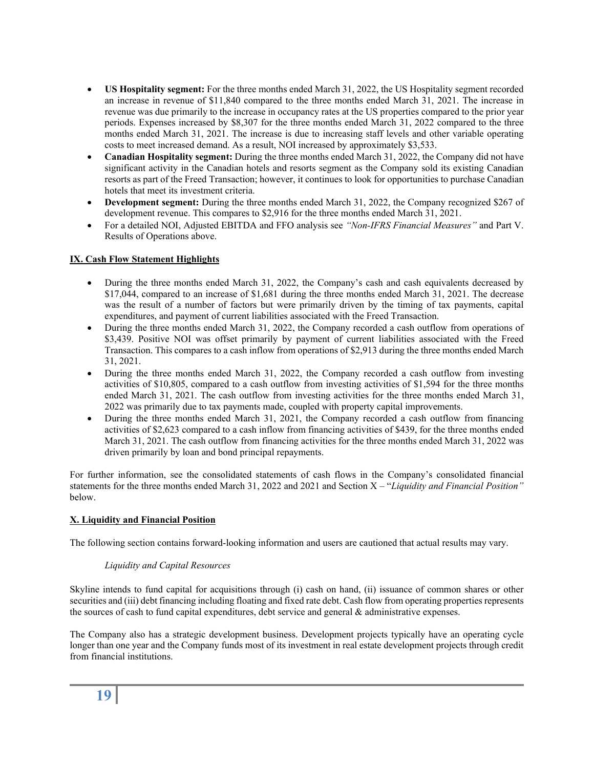- **US Hospitality segment:** For the three months ended March 31, 2022, the US Hospitality segment recorded an increase in revenue of $11,840 compared to the three months ended March 31, 2021. The increase in revenue was due primarily to the increase in occupancy rates at the US properties compared to the prior year periods. Expenses increased by $8,307 for the three months ended March 31, 2022 compared to the three months ended March 31, 2021. The increase is due to increasing staff levels and other variable operating costs to meet increased demand. As a result, NOI increased by approximately $3,533.
- **Canadian Hospitality segment:** During the three months ended March 31, 2022, the Company did not have significant activity in the Canadian hotels and resorts segment as the Company sold its existing Canadian resorts as part of the Freed Transaction; however, it continues to look for opportunities to purchase Canadian hotels that meet its investment criteria.
- **Development segment:** During the three months ended March 31, 2022, the Company recognized $267 of development revenue. This compares to $2,916 for the three months ended March 31, 2021.
- For a detailed NOI, Adjusted EBITDA and FFO analysis see *"Non-IFRS Financial Measures"* and Part V. Results of Operations above.

## IX. Cash Flow Statement Highlights

- During the three months ended March 31, 2022, the Company's cash and cash equivalents decreased by $17,044, compared to an increase of $1,681 during the three months ended March 31, 2021. The decrease was the result of a number of factors but were primarily driven by the timing of tax payments, capital expenditures, and payment of current liabilities associated with the Freed Transaction.
- During the three months ended March 31, 2022, the Company recorded a cash outflow from operations of $3,439. Positive NOI was offset primarily by payment of current liabilities associated with the Freed Transaction. This compares to a cash inflow from operations of $2,913 during the three months ended March 31, 2021.
- During the three months ended March 31, 2022, the Company recorded a cash outflow from investing activities of $10,805, compared to a cash outflow from investing activities of $1,594 for the three months ended March 31, 2021. The cash outflow from investing activities for the three months ended March 31, 2022 was primarily due to tax payments made, coupled with property capital improvements.
- During the three months ended March 31, 2021, the Company recorded a cash outflow from financing activities of $2,623 compared to a cash inflow from financing activities of $439, for the three months ended March 31, 2021. The cash outflow from financing activities for the three months ended March 31, 2022 was driven primarily by loan and bond principal repayments.

For further information, see the consolidated statements of cash flows in the Company's consolidated financial statements for the three months ended March 31, 2022 and 2021 and Section X – "*Liquidity and Financial Position"* below.

## X. Liquidity and Financial Position

The following section contains forward-looking information and users are cautioned that actual results may vary.

*Liquidity and Capital Resources*

Skyline intends to fund capital for acquisitions through (i) cash on hand, (ii) issuance of common shares or other securities and (iii) debt financing including floating and fixed rate debt. Cash flow from operating properties represents the sources of cash to fund capital expenditures, debt service and general & administrative expenses.

The Company also has a strategic development business. Development projects typically have an operating cycle longer than one year and the Company funds most of its investment in real estate development projects through credit from financial institutions.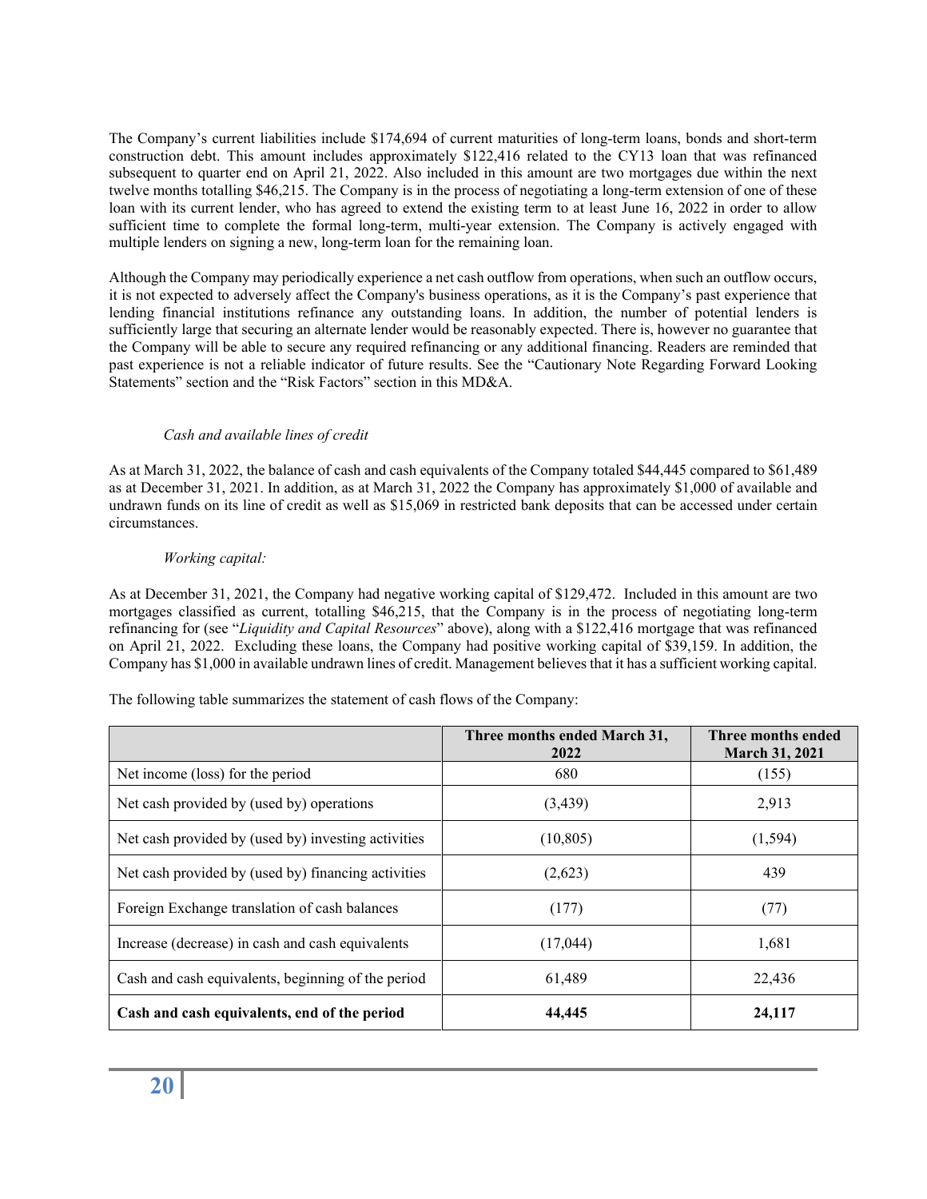The Company's current liabilities include $174,694 of current maturities of long-term loans, bonds and short-term construction debt. This amount includes approximately $122,416 related to the CY13 loan that was refinanced subsequent to quarter end on April 21, 2022. Also included in this amount are two mortgages due within the next twelve months totalling $46,215. The Company is in the process of negotiating a long-term extension of one of these loan with its current lender, who has agreed to extend the existing term to at least June 16, 2022 in order to allow sufficient time to complete the formal long-term, multi-year extension. The Company is actively engaged with multiple lenders on signing a new, long-term loan for the remaining loan.

Although the Company may periodically experience a net cash outflow from operations, when such an outflow occurs, it is not expected to adversely affect the Company's business operations, as it is the Company's past experience that lending financial institutions refinance any outstanding loans. In addition, the number of potential lenders is sufficiently large that securing an alternate lender would be reasonably expected. There is, however no guarantee that the Company will be able to secure any required refinancing or any additional financing. Readers are reminded that past experience is not a reliable indicator of future results. See the "Cautionary Note Regarding Forward Looking Statements" section and the "Risk Factors" section in this MD&A.

*Cash and available lines of credit*

As at March 31, 2022, the balance of cash and cash equivalents of the Company totaled $44,445 compared to $61,489 as at December 31, 2021. In addition, as at March 31, 2022 the Company has approximately $1,000 of available and undrawn funds on its line of credit as well as $15,069 in restricted bank deposits that can be accessed under certain circumstances.

*Working capital:*

As at December 31, 2021, the Company had negative working capital of $129,472. Included in this amount are two mortgages classified as current, totalling $46,215, that the Company is in the process of negotiating long-term refinancing for (see "*Liquidity and Capital Resources*" above), along with a $122,416 mortgage that was refinanced on April 21, 2022. Excluding these loans, the Company had positive working capital of $39,159. In addition, the Company has $1,000 in available undrawn lines of credit. Management believes that it has a sufficient working capital.

The following table summarizes the statement of cash flows of the Company:

| | **Three months ended March 31, 2022** | **Three months ended March 31, 2021** |
|---|---|---|
| Net income (loss) for the period | 680 | (155) |
| Net cash provided by (used by) operations | (3,439) | 2,913 |
| Net cash provided by (used by) investing activities | (10,805) | (1,594) |
| Net cash provided by (used by) financing activities | (2,623) | 439 |
| Foreign Exchange translation of cash balances | (177) | (77) |
| Increase (decrease) in cash and cash equivalents | (17,044) | 1,681 |
| Cash and cash equivalents, beginning of the period | 61,489 | 22,436 |
| **Cash and cash equivalents, end of the period** | **44,445** | **24,117** |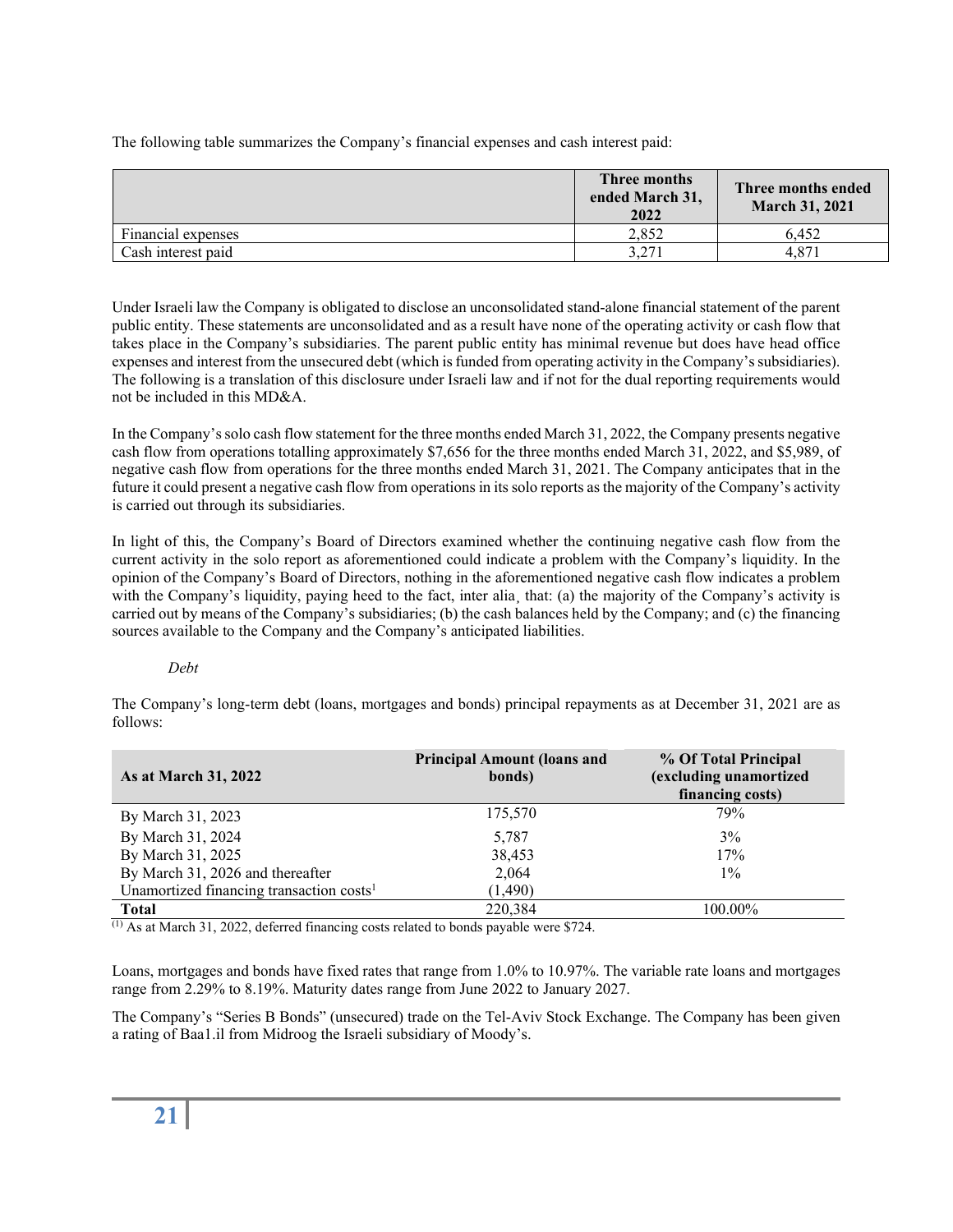The following table summarizes the Company's financial expenses and cash interest paid:

| | Three months ended March 31, 2022 | Three months ended March 31, 2021 |
|---|---|---|
| Financial expenses | 2,852 | 6,452 |
| Cash interest paid | 3,271 | 4,871 |

Under Israeli law the Company is obligated to disclose an unconsolidated stand-alone financial statement of the parent public entity. These statements are unconsolidated and as a result have none of the operating activity or cash flow that takes place in the Company's subsidiaries. The parent public entity has minimal revenue but does have head office expenses and interest from the unsecured debt (which is funded from operating activity in the Company's subsidiaries). The following is a translation of this disclosure under Israeli law and if not for the dual reporting requirements would not be included in this MD&A.

In the Company's solo cash flow statement for the three months ended March 31, 2022, the Company presents negative cash flow from operations totalling approximately $7,656 for the three months ended March 31, 2022, and $5,989, of negative cash flow from operations for the three months ended March 31, 2021. The Company anticipates that in the future it could present a negative cash flow from operations in its solo reports as the majority of the Company's activity is carried out through its subsidiaries.

In light of this, the Company's Board of Directors examined whether the continuing negative cash flow from the current activity in the solo report as aforementioned could indicate a problem with the Company's liquidity. In the opinion of the Company's Board of Directors, nothing in the aforementioned negative cash flow indicates a problem with the Company's liquidity, paying heed to the fact, inter alia¸ that: (a) the majority of the Company's activity is carried out by means of the Company's subsidiaries; (b) the cash balances held by the Company; and (c) the financing sources available to the Company and the Company's anticipated liabilities.

*Debt*

The Company's long-term debt (loans, mortgages and bonds) principal repayments as at December 31, 2021 are as follows:

| As at March 31, 2022 | Principal Amount (loans and bonds) | % Of Total Principal (excluding unamortized financing costs) |
|---|---|---|
| By March 31, 2023 | 175,570 | 79% |
| By March 31, 2024 | 5,787 | 3% |
| By March 31, 2025 | 38,453 | 17% |
| By March 31, 2026 and thereafter | 2,064 | 1% |
| Unamortized financing transaction costs[1] | (1,490) | |
| **Total** | 220,384 | 100.00% |

(1) As at March 31, 2022, deferred financing costs related to bonds payable were $724.

Loans, mortgages and bonds have fixed rates that range from 1.0% to 10.97%. The variable rate loans and mortgages range from 2.29% to 8.19%. Maturity dates range from June 2022 to January 2027.

The Company's "Series B Bonds" (unsecured) trade on the Tel-Aviv Stock Exchange. The Company has been given a rating of Baa1.il from Midroog the Israeli subsidiary of Moody's.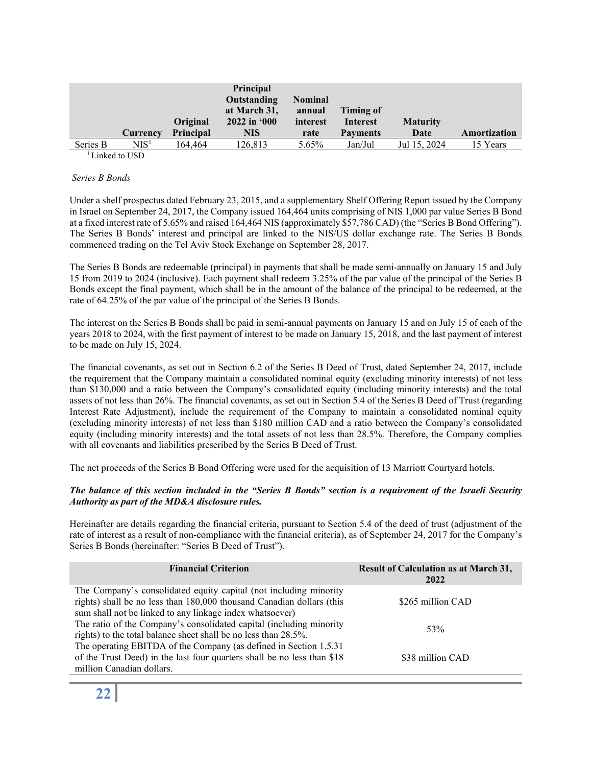| | Currency | Original Principal | Principal Outstanding at March 31, 2022 in '000 NIS | Nominal annual interest rate | Timing of Interest Payments | Maturity Date | Amortization |
|---|---|---|---|---|---|---|---|
| Series B | NIS[1] | 164,464 | 126,813 | 5.65% | Jan/Jul | Jul 15, 2024 | 15 Years |

[1] Linked to USD

*Series B Bonds*

Under a shelf prospectus dated February 23, 2015, and a supplementary Shelf Offering Report issued by the Company in Israel on September 24, 2017, the Company issued 164,464 units comprising of NIS 1,000 par value Series B Bond at a fixed interest rate of 5.65% and raised 164,464 NIS (approximately $57,786 CAD) (the "Series B Bond Offering"). The Series B Bonds' interest and principal are linked to the NIS/US dollar exchange rate. The Series B Bonds commenced trading on the Tel Aviv Stock Exchange on September 28, 2017.

The Series B Bonds are redeemable (principal) in payments that shall be made semi-annually on January 15 and July 15 from 2019 to 2024 (inclusive). Each payment shall redeem 3.25% of the par value of the principal of the Series B Bonds except the final payment, which shall be in the amount of the balance of the principal to be redeemed, at the rate of 64.25% of the par value of the principal of the Series B Bonds.

The interest on the Series B Bonds shall be paid in semi-annual payments on January 15 and on July 15 of each of the years 2018 to 2024, with the first payment of interest to be made on January 15, 2018, and the last payment of interest to be made on July 15, 2024.

The financial covenants, as set out in Section 6.2 of the Series B Deed of Trust, dated September 24, 2017, include the requirement that the Company maintain a consolidated nominal equity (excluding minority interests) of not less than $130,000 and a ratio between the Company's consolidated equity (including minority interests) and the total assets of not less than 26%. The financial covenants, as set out in Section 5.4 of the Series B Deed of Trust (regarding Interest Rate Adjustment), include the requirement of the Company to maintain a consolidated nominal equity (excluding minority interests) of not less than $180 million CAD and a ratio between the Company's consolidated equity (including minority interests) and the total assets of not less than 28.5%. Therefore, the Company complies with all covenants and liabilities prescribed by the Series B Deed of Trust.

The net proceeds of the Series B Bond Offering were used for the acquisition of 13 Marriott Courtyard hotels.

***The balance of this section included in the "Series B Bonds" section is a requirement of the Israeli Security Authority as part of the MD&A disclosure rules.***

Hereinafter are details regarding the financial criteria, pursuant to Section 5.4 of the deed of trust (adjustment of the rate of interest as a result of non-compliance with the financial criteria), as of September 24, 2017 for the Company's Series B Bonds (hereinafter: "Series B Deed of Trust").

| Financial Criterion | Result of Calculation as at March 31, 2022 |
|---|---|
| The Company's consolidated equity capital (not including minority rights) shall be no less than 180,000 thousand Canadian dollars (this sum shall not be linked to any linkage index whatsoever) | $265 million CAD |
| The ratio of the Company's consolidated capital (including minority rights) to the total balance sheet shall be no less than 28.5%. | 53% |
| The operating EBITDA of the Company (as defined in Section 1.5.31 of the Trust Deed) in the last four quarters shall be no less than $18 million Canadian dollars. | $38 million CAD |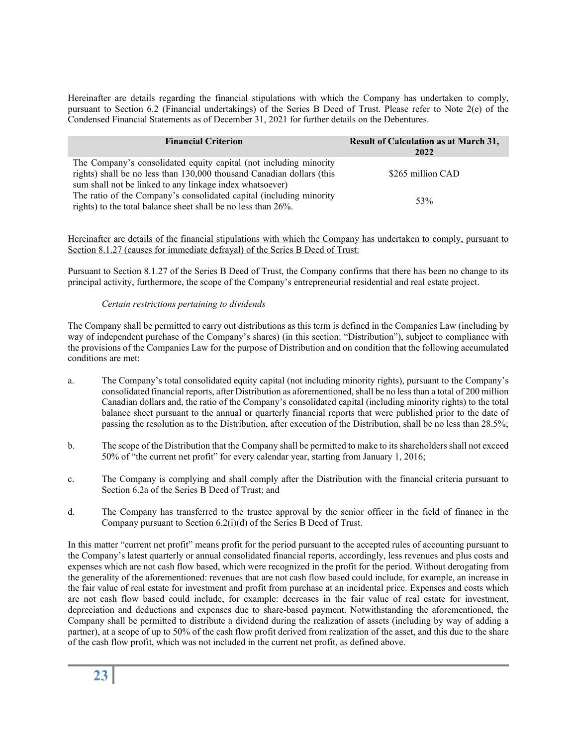Hereinafter are details regarding the financial stipulations with which the Company has undertaken to comply, pursuant to Section 6.2 (Financial undertakings) of the Series B Deed of Trust. Please refer to Note 2(e) of the Condensed Financial Statements as of December 31, 2021 for further details on the Debentures.

| Financial Criterion | Result of Calculation as at March 31, 2022 |
|---|---|
| The Company's consolidated equity capital (not including minority rights) shall be no less than 130,000 thousand Canadian dollars (this sum shall not be linked to any linkage index whatsoever) | $265 million CAD |
| The ratio of the Company's consolidated capital (including minority rights) to the total balance sheet shall be no less than 26%. | 53% |

<u>Hereinafter are details of the financial stipulations with which the Company has undertaken to comply, pursuant to Section 8.1.27 (causes for immediate defrayal) of the Series B Deed of Trust:</u>

Pursuant to Section 8.1.27 of the Series B Deed of Trust, the Company confirms that there has been no change to its principal activity, furthermore, the scope of the Company's entrepreneurial residential and real estate project.

*Certain restrictions pertaining to dividends*

The Company shall be permitted to carry out distributions as this term is defined in the Companies Law (including by way of independent purchase of the Company's shares) (in this section: "Distribution"), subject to compliance with the provisions of the Companies Law for the purpose of Distribution and on condition that the following accumulated conditions are met:

a. The Company's total consolidated equity capital (not including minority rights), pursuant to the Company's consolidated financial reports, after Distribution as aforementioned, shall be no less than a total of 200 million Canadian dollars and, the ratio of the Company's consolidated capital (including minority rights) to the total balance sheet pursuant to the annual or quarterly financial reports that were published prior to the date of passing the resolution as to the Distribution, after execution of the Distribution, shall be no less than 28.5%;

b. The scope of the Distribution that the Company shall be permitted to make to its shareholders shall not exceed 50% of "the current net profit" for every calendar year, starting from January 1, 2016;

c. The Company is complying and shall comply after the Distribution with the financial criteria pursuant to Section 6.2a of the Series B Deed of Trust; and

d. The Company has transferred to the trustee approval by the senior officer in the field of finance in the Company pursuant to Section 6.2(i)(d) of the Series B Deed of Trust.

In this matter "current net profit" means profit for the period pursuant to the accepted rules of accounting pursuant to the Company's latest quarterly or annual consolidated financial reports, accordingly, less revenues and plus costs and expenses which are not cash flow based, which were recognized in the profit for the period. Without derogating from the generality of the aforementioned: revenues that are not cash flow based could include, for example, an increase in the fair value of real estate for investment and profit from purchase at an incidental price. Expenses and costs which are not cash flow based could include, for example: decreases in the fair value of real estate for investment, depreciation and deductions and expenses due to share-based payment. Notwithstanding the aforementioned, the Company shall be permitted to distribute a dividend during the realization of assets (including by way of adding a partner), at a scope of up to 50% of the cash flow profit derived from realization of the asset, and this due to the share of the cash flow profit, which was not included in the current net profit, as defined above.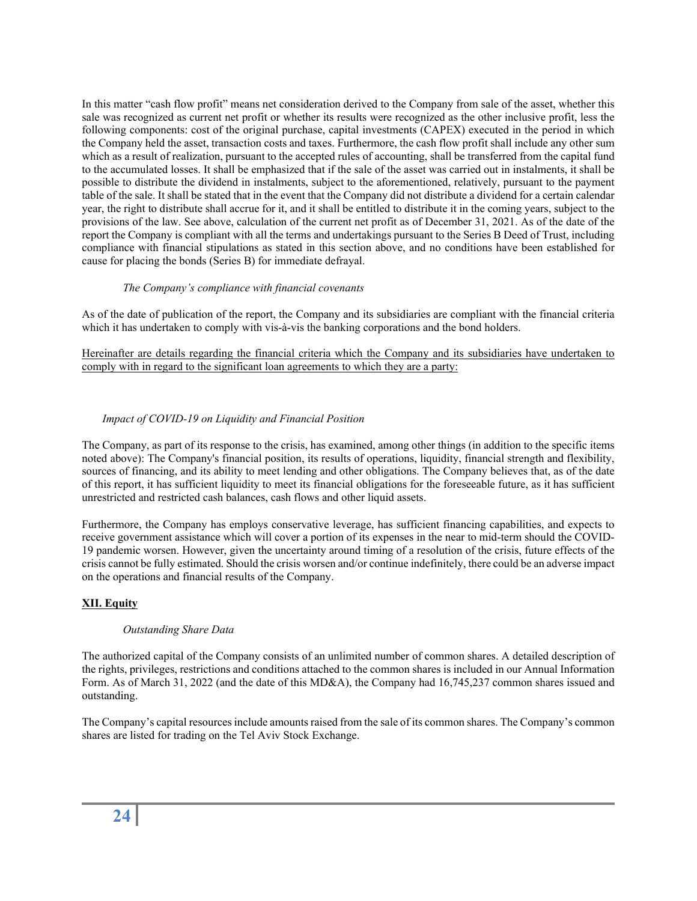In this matter "cash flow profit" means net consideration derived to the Company from sale of the asset, whether this sale was recognized as current net profit or whether its results were recognized as the other inclusive profit, less the following components: cost of the original purchase, capital investments (CAPEX) executed in the period in which the Company held the asset, transaction costs and taxes. Furthermore, the cash flow profit shall include any other sum which as a result of realization, pursuant to the accepted rules of accounting, shall be transferred from the capital fund to the accumulated losses. It shall be emphasized that if the sale of the asset was carried out in instalments, it shall be possible to distribute the dividend in instalments, subject to the aforementioned, relatively, pursuant to the payment table of the sale. It shall be stated that in the event that the Company did not distribute a dividend for a certain calendar year, the right to distribute shall accrue for it, and it shall be entitled to distribute it in the coming years, subject to the provisions of the law. See above, calculation of the current net profit as of December 31, 2021. As of the date of the report the Company is compliant with all the terms and undertakings pursuant to the Series B Deed of Trust, including compliance with financial stipulations as stated in this section above, and no conditions have been established for cause for placing the bonds (Series B) for immediate defrayal.

*The Company's compliance with financial covenants*

As of the date of publication of the report, the Company and its subsidiaries are compliant with the financial criteria which it has undertaken to comply with vis-à-vis the banking corporations and the bond holders.

Hereinafter are details regarding the financial criteria which the Company and its subsidiaries have undertaken to comply with in regard to the significant loan agreements to which they are a party:

*Impact of COVID-19 on Liquidity and Financial Position*

The Company, as part of its response to the crisis, has examined, among other things (in addition to the specific items noted above): The Company's financial position, its results of operations, liquidity, financial strength and flexibility, sources of financing, and its ability to meet lending and other obligations. The Company believes that, as of the date of this report, it has sufficient liquidity to meet its financial obligations for the foreseeable future, as it has sufficient unrestricted and restricted cash balances, cash flows and other liquid assets.

Furthermore, the Company has employs conservative leverage, has sufficient financing capabilities, and expects to receive government assistance which will cover a portion of its expenses in the near to mid-term should the COVID-19 pandemic worsen. However, given the uncertainty around timing of a resolution of the crisis, future effects of the crisis cannot be fully estimated. Should the crisis worsen and/or continue indefinitely, there could be an adverse impact on the operations and financial results of the Company.

## XII. Equity

*Outstanding Share Data*

The authorized capital of the Company consists of an unlimited number of common shares. A detailed description of the rights, privileges, restrictions and conditions attached to the common shares is included in our Annual Information Form. As of March 31, 2022 (and the date of this MD&A), the Company had 16,745,237 common shares issued and outstanding.

The Company's capital resources include amounts raised from the sale of its common shares. The Company's common shares are listed for trading on the Tel Aviv Stock Exchange.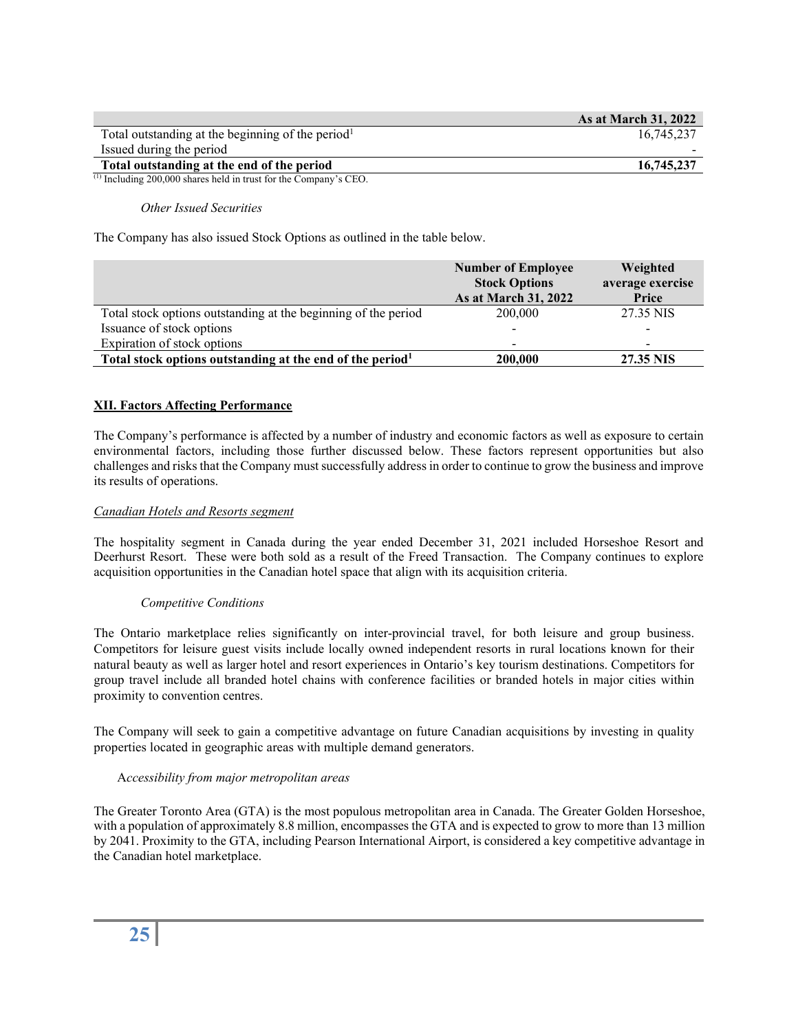| | As at March 31, 2022 |
|---|---|
| Total outstanding at the beginning of the period[1] | 16,745,237 |
| Issued during the period | - |
| **Total outstanding at the end of the period** | **16,745,237** |

(1) Including 200,000 shares held in trust for the Company's CEO.

*Other Issued Securities*

The Company has also issued Stock Options as outlined in the table below.

| | Number of Employee Stock Options As at March 31, 2022 | Weighted average exercise Price |
|---|---|---|
| Total stock options outstanding at the beginning of the period | 200,000 | 27.35 NIS |
| Issuance of stock options | - | - |
| Expiration of stock options | - | - |
| **Total stock options outstanding at the end of the period[1]** | **200,000** | **27.35 NIS** |

## XII. Factors Affecting Performance

The Company's performance is affected by a number of industry and economic factors as well as exposure to certain environmental factors, including those further discussed below. These factors represent opportunities but also challenges and risks that the Company must successfully address in order to continue to grow the business and improve its results of operations.

*Canadian Hotels and Resorts segment*

The hospitality segment in Canada during the year ended December 31, 2021 included Horseshoe Resort and Deerhurst Resort. These were both sold as a result of the Freed Transaction. The Company continues to explore acquisition opportunities in the Canadian hotel space that align with its acquisition criteria.

*Competitive Conditions*

The Ontario marketplace relies significantly on inter-provincial travel, for both leisure and group business. Competitors for leisure guest visits include locally owned independent resorts in rural locations known for their natural beauty as well as larger hotel and resort experiences in Ontario's key tourism destinations. Competitors for group travel include all branded hotel chains with conference facilities or branded hotels in major cities within proximity to convention centres.

The Company will seek to gain a competitive advantage on future Canadian acquisitions by investing in quality properties located in geographic areas with multiple demand generators.

*Accessibility from major metropolitan areas*

The Greater Toronto Area (GTA) is the most populous metropolitan area in Canada. The Greater Golden Horseshoe, with a population of approximately 8.8 million, encompasses the GTA and is expected to grow to more than 13 million by 2041. Proximity to the GTA, including Pearson International Airport, is considered a key competitive advantage in the Canadian hotel marketplace.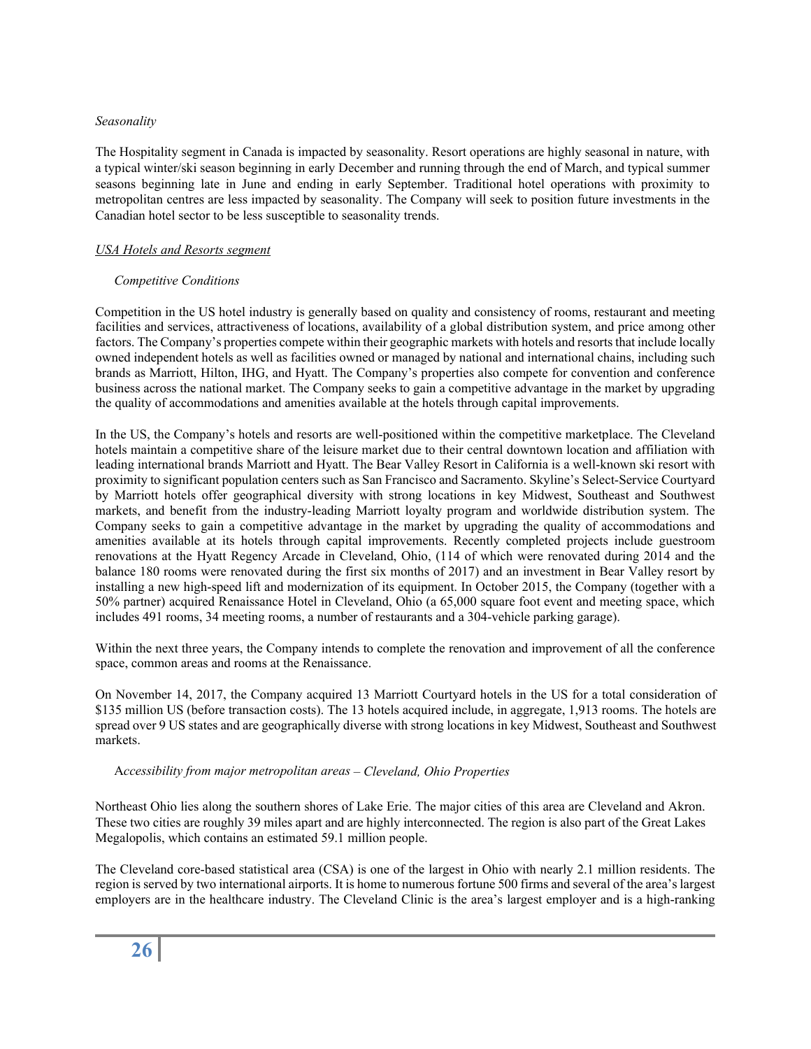*Seasonality*

The Hospitality segment in Canada is impacted by seasonality. Resort operations are highly seasonal in nature, with a typical winter/ski season beginning in early December and running through the end of March, and typical summer seasons beginning late in June and ending in early September. Traditional hotel operations with proximity to metropolitan centres are less impacted by seasonality. The Company will seek to position future investments in the Canadian hotel sector to be less susceptible to seasonality trends.

*USA Hotels and Resorts segment*

*Competitive Conditions*

Competition in the US hotel industry is generally based on quality and consistency of rooms, restaurant and meeting facilities and services, attractiveness of locations, availability of a global distribution system, and price among other factors. The Company's properties compete within their geographic markets with hotels and resorts that include locally owned independent hotels as well as facilities owned or managed by national and international chains, including such brands as Marriott, Hilton, IHG, and Hyatt. The Company's properties also compete for convention and conference business across the national market. The Company seeks to gain a competitive advantage in the market by upgrading the quality of accommodations and amenities available at the hotels through capital improvements.

In the US, the Company's hotels and resorts are well-positioned within the competitive marketplace. The Cleveland hotels maintain a competitive share of the leisure market due to their central downtown location and affiliation with leading international brands Marriott and Hyatt. The Bear Valley Resort in California is a well-known ski resort with proximity to significant population centers such as San Francisco and Sacramento. Skyline's Select-Service Courtyard by Marriott hotels offer geographical diversity with strong locations in key Midwest, Southeast and Southwest markets, and benefit from the industry-leading Marriott loyalty program and worldwide distribution system. The Company seeks to gain a competitive advantage in the market by upgrading the quality of accommodations and amenities available at its hotels through capital improvements. Recently completed projects include guestroom renovations at the Hyatt Regency Arcade in Cleveland, Ohio, (114 of which were renovated during 2014 and the balance 180 rooms were renovated during the first six months of 2017) and an investment in Bear Valley resort by installing a new high-speed lift and modernization of its equipment. In October 2015, the Company (together with a 50% partner) acquired Renaissance Hotel in Cleveland, Ohio (a 65,000 square foot event and meeting space, which includes 491 rooms, 34 meeting rooms, a number of restaurants and a 304-vehicle parking garage).

Within the next three years, the Company intends to complete the renovation and improvement of all the conference space, common areas and rooms at the Renaissance.

On November 14, 2017, the Company acquired 13 Marriott Courtyard hotels in the US for a total consideration of $135 million US (before transaction costs). The 13 hotels acquired include, in aggregate, 1,913 rooms. The hotels are spread over 9 US states and are geographically diverse with strong locations in key Midwest, Southeast and Southwest markets.

*Accessibility from major metropolitan areas – Cleveland, Ohio Properties*

Northeast Ohio lies along the southern shores of Lake Erie. The major cities of this area are Cleveland and Akron. These two cities are roughly 39 miles apart and are highly interconnected. The region is also part of the Great Lakes Megalopolis, which contains an estimated 59.1 million people.

The Cleveland core-based statistical area (CSA) is one of the largest in Ohio with nearly 2.1 million residents. The region is served by two international airports. It is home to numerous fortune 500 firms and several of the area's largest employers are in the healthcare industry. The Cleveland Clinic is the area's largest employer and is a high-ranking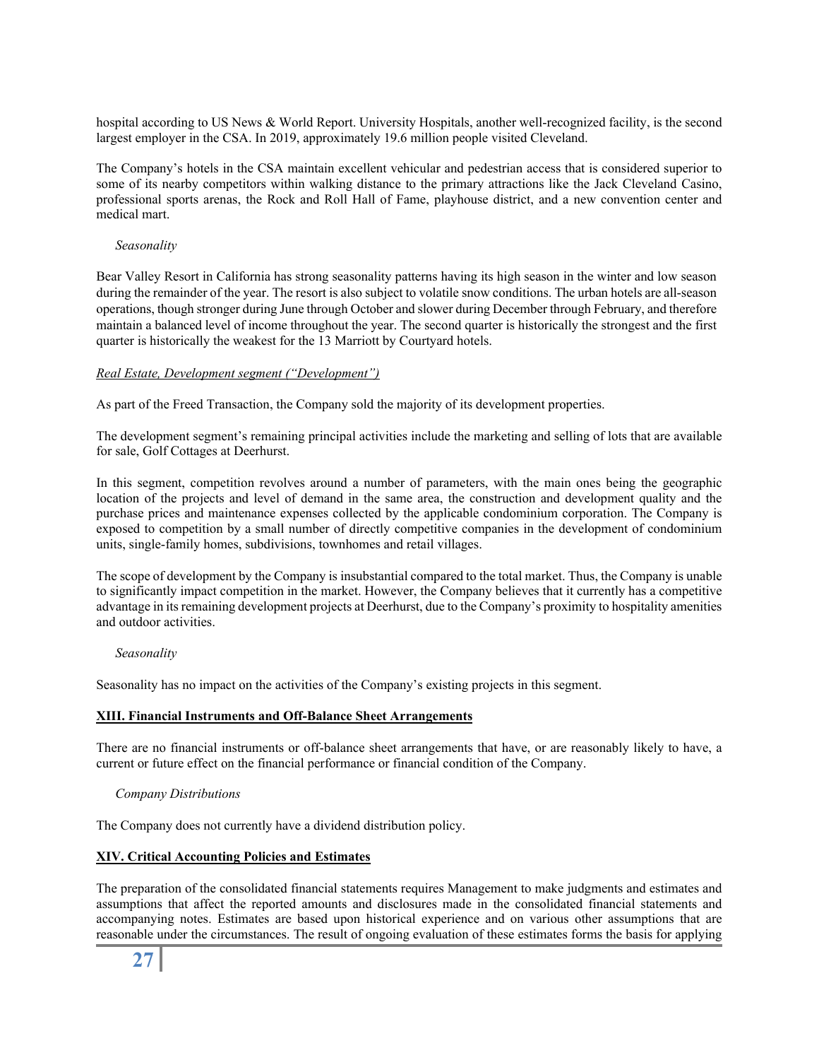hospital according to US News & World Report. University Hospitals, another well-recognized facility, is the second largest employer in the CSA. In 2019, approximately 19.6 million people visited Cleveland.

The Company's hotels in the CSA maintain excellent vehicular and pedestrian access that is considered superior to some of its nearby competitors within walking distance to the primary attractions like the Jack Cleveland Casino, professional sports arenas, the Rock and Roll Hall of Fame, playhouse district, and a new convention center and medical mart.

*Seasonality*

Bear Valley Resort in California has strong seasonality patterns having its high season in the winter and low season during the remainder of the year. The resort is also subject to volatile snow conditions. The urban hotels are all-season operations, though stronger during June through October and slower during December through February, and therefore maintain a balanced level of income throughout the year. The second quarter is historically the strongest and the first quarter is historically the weakest for the 13 Marriott by Courtyard hotels.

*Real Estate, Development segment ("Development")*

As part of the Freed Transaction, the Company sold the majority of its development properties.

The development segment's remaining principal activities include the marketing and selling of lots that are available for sale, Golf Cottages at Deerhurst.

In this segment, competition revolves around a number of parameters, with the main ones being the geographic location of the projects and level of demand in the same area, the construction and development quality and the purchase prices and maintenance expenses collected by the applicable condominium corporation. The Company is exposed to competition by a small number of directly competitive companies in the development of condominium units, single-family homes, subdivisions, townhomes and retail villages.

The scope of development by the Company is insubstantial compared to the total market. Thus, the Company is unable to significantly impact competition in the market. However, the Company believes that it currently has a competitive advantage in its remaining development projects at Deerhurst, due to the Company's proximity to hospitality amenities and outdoor activities.

*Seasonality*

Seasonality has no impact on the activities of the Company's existing projects in this segment.

## XIII. Financial Instruments and Off-Balance Sheet Arrangements

There are no financial instruments or off-balance sheet arrangements that have, or are reasonably likely to have, a current or future effect on the financial performance or financial condition of the Company.

*Company Distributions*

The Company does not currently have a dividend distribution policy.

## XIV. Critical Accounting Policies and Estimates

The preparation of the consolidated financial statements requires Management to make judgments and estimates and assumptions that affect the reported amounts and disclosures made in the consolidated financial statements and accompanying notes. Estimates are based upon historical experience and on various other assumptions that are reasonable under the circumstances. The result of ongoing evaluation of these estimates forms the basis for applying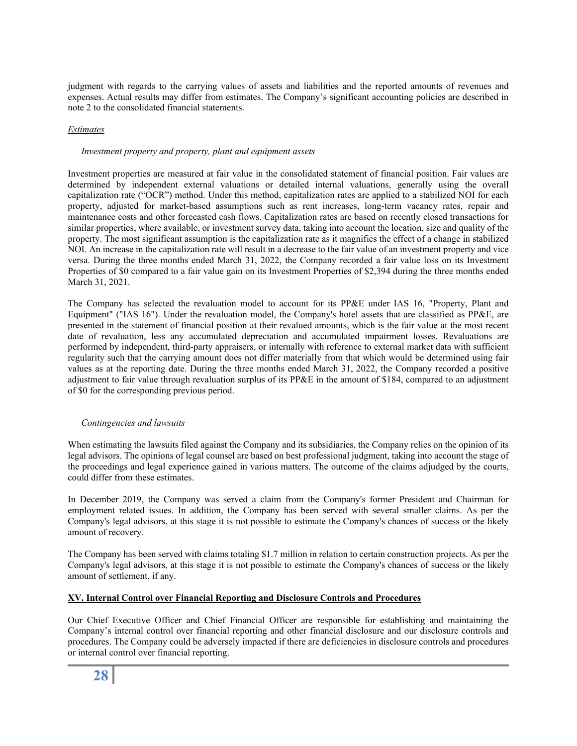judgment with regards to the carrying values of assets and liabilities and the reported amounts of revenues and expenses. Actual results may differ from estimates. The Company's significant accounting policies are described in note 2 to the consolidated financial statements.

*Estimates*

*Investment property and property, plant and equipment assets*

Investment properties are measured at fair value in the consolidated statement of financial position. Fair values are determined by independent external valuations or detailed internal valuations, generally using the overall capitalization rate ("OCR") method. Under this method, capitalization rates are applied to a stabilized NOI for each property, adjusted for market-based assumptions such as rent increases, long-term vacancy rates, repair and maintenance costs and other forecasted cash flows. Capitalization rates are based on recently closed transactions for similar properties, where available, or investment survey data, taking into account the location, size and quality of the property. The most significant assumption is the capitalization rate as it magnifies the effect of a change in stabilized NOI. An increase in the capitalization rate will result in a decrease to the fair value of an investment property and vice versa. During the three months ended March 31, 2022, the Company recorded a fair value loss on its Investment Properties of $0 compared to a fair value gain on its Investment Properties of $2,394 during the three months ended March 31, 2021.

The Company has selected the revaluation model to account for its PP&E under IAS 16, "Property, Plant and Equipment" ("IAS 16"). Under the revaluation model, the Company's hotel assets that are classified as PP&E, are presented in the statement of financial position at their revalued amounts, which is the fair value at the most recent date of revaluation, less any accumulated depreciation and accumulated impairment losses. Revaluations are performed by independent, third-party appraisers, or internally with reference to external market data with sufficient regularity such that the carrying amount does not differ materially from that which would be determined using fair values as at the reporting date. During the three months ended March 31, 2022, the Company recorded a positive adjustment to fair value through revaluation surplus of its PP&E in the amount of $184, compared to an adjustment of $0 for the corresponding previous period.

*Contingencies and lawsuits*

When estimating the lawsuits filed against the Company and its subsidiaries, the Company relies on the opinion of its legal advisors. The opinions of legal counsel are based on best professional judgment, taking into account the stage of the proceedings and legal experience gained in various matters. The outcome of the claims adjudged by the courts, could differ from these estimates.

In December 2019, the Company was served a claim from the Company's former President and Chairman for employment related issues. In addition, the Company has been served with several smaller claims. As per the Company's legal advisors, at this stage it is not possible to estimate the Company's chances of success or the likely amount of recovery.

The Company has been served with claims totaling $1.7 million in relation to certain construction projects. As per the Company's legal advisors, at this stage it is not possible to estimate the Company's chances of success or the likely amount of settlement, if any.

## XV. Internal Control over Financial Reporting and Disclosure Controls and Procedures

Our Chief Executive Officer and Chief Financial Officer are responsible for establishing and maintaining the Company's internal control over financial reporting and other financial disclosure and our disclosure controls and procedures. The Company could be adversely impacted if there are deficiencies in disclosure controls and procedures or internal control over financial reporting.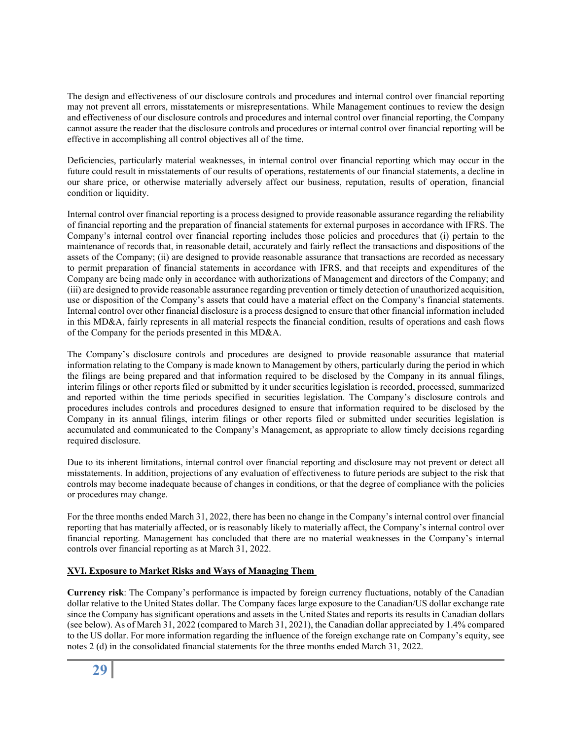The design and effectiveness of our disclosure controls and procedures and internal control over financial reporting may not prevent all errors, misstatements or misrepresentations. While Management continues to review the design and effectiveness of our disclosure controls and procedures and internal control over financial reporting, the Company cannot assure the reader that the disclosure controls and procedures or internal control over financial reporting will be effective in accomplishing all control objectives all of the time.

Deficiencies, particularly material weaknesses, in internal control over financial reporting which may occur in the future could result in misstatements of our results of operations, restatements of our financial statements, a decline in our share price, or otherwise materially adversely affect our business, reputation, results of operation, financial condition or liquidity.

Internal control over financial reporting is a process designed to provide reasonable assurance regarding the reliability of financial reporting and the preparation of financial statements for external purposes in accordance with IFRS. The Company's internal control over financial reporting includes those policies and procedures that (i) pertain to the maintenance of records that, in reasonable detail, accurately and fairly reflect the transactions and dispositions of the assets of the Company; (ii) are designed to provide reasonable assurance that transactions are recorded as necessary to permit preparation of financial statements in accordance with IFRS, and that receipts and expenditures of the Company are being made only in accordance with authorizations of Management and directors of the Company; and (iii) are designed to provide reasonable assurance regarding prevention or timely detection of unauthorized acquisition, use or disposition of the Company's assets that could have a material effect on the Company's financial statements. Internal control over other financial disclosure is a process designed to ensure that other financial information included in this MD&A, fairly represents in all material respects the financial condition, results of operations and cash flows of the Company for the periods presented in this MD&A.

The Company's disclosure controls and procedures are designed to provide reasonable assurance that material information relating to the Company is made known to Management by others, particularly during the period in which the filings are being prepared and that information required to be disclosed by the Company in its annual filings, interim filings or other reports filed or submitted by it under securities legislation is recorded, processed, summarized and reported within the time periods specified in securities legislation. The Company's disclosure controls and procedures includes controls and procedures designed to ensure that information required to be disclosed by the Company in its annual filings, interim filings or other reports filed or submitted under securities legislation is accumulated and communicated to the Company's Management, as appropriate to allow timely decisions regarding required disclosure.

Due to its inherent limitations, internal control over financial reporting and disclosure may not prevent or detect all misstatements. In addition, projections of any evaluation of effectiveness to future periods are subject to the risk that controls may become inadequate because of changes in conditions, or that the degree of compliance with the policies or procedures may change.

For the three months ended March 31, 2022, there has been no change in the Company's internal control over financial reporting that has materially affected, or is reasonably likely to materially affect, the Company's internal control over financial reporting. Management has concluded that there are no material weaknesses in the Company's internal controls over financial reporting as at March 31, 2022.

## XVI. Exposure to Market Risks and Ways of Managing Them

**Currency risk**: The Company's performance is impacted by foreign currency fluctuations, notably of the Canadian dollar relative to the United States dollar. The Company faces large exposure to the Canadian/US dollar exchange rate since the Company has significant operations and assets in the United States and reports its results in Canadian dollars (see below). As of March 31, 2022 (compared to March 31, 2021), the Canadian dollar appreciated by 1.4% compared to the US dollar. For more information regarding the influence of the foreign exchange rate on Company's equity, see notes 2 (d) in the consolidated financial statements for the three months ended March 31, 2022.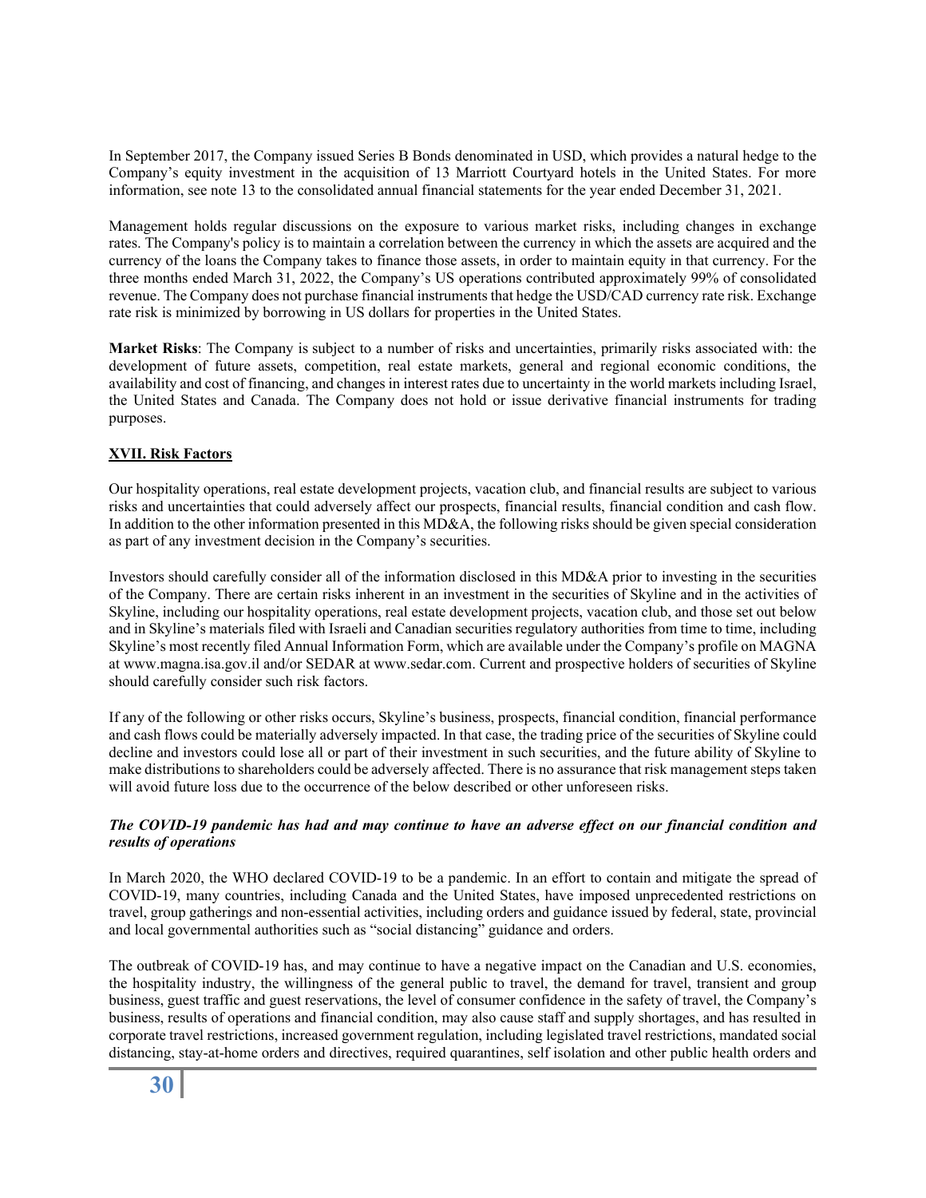In September 2017, the Company issued Series B Bonds denominated in USD, which provides a natural hedge to the Company's equity investment in the acquisition of 13 Marriott Courtyard hotels in the United States. For more information, see note 13 to the consolidated annual financial statements for the year ended December 31, 2021.

Management holds regular discussions on the exposure to various market risks, including changes in exchange rates. The Company's policy is to maintain a correlation between the currency in which the assets are acquired and the currency of the loans the Company takes to finance those assets, in order to maintain equity in that currency. For the three months ended March 31, 2022, the Company's US operations contributed approximately 99% of consolidated revenue. The Company does not purchase financial instruments that hedge the USD/CAD currency rate risk. Exchange rate risk is minimized by borrowing in US dollars for properties in the United States.

**Market Risks**: The Company is subject to a number of risks and uncertainties, primarily risks associated with: the development of future assets, competition, real estate markets, general and regional economic conditions, the availability and cost of financing, and changes in interest rates due to uncertainty in the world markets including Israel, the United States and Canada. The Company does not hold or issue derivative financial instruments for trading purposes.

## XVII. Risk Factors

Our hospitality operations, real estate development projects, vacation club, and financial results are subject to various risks and uncertainties that could adversely affect our prospects, financial results, financial condition and cash flow. In addition to the other information presented in this MD&A, the following risks should be given special consideration as part of any investment decision in the Company's securities.

Investors should carefully consider all of the information disclosed in this MD&A prior to investing in the securities of the Company. There are certain risks inherent in an investment in the securities of Skyline and in the activities of Skyline, including our hospitality operations, real estate development projects, vacation club, and those set out below and in Skyline's materials filed with Israeli and Canadian securities regulatory authorities from time to time, including Skyline's most recently filed Annual Information Form, which are available under the Company's profile on MAGNA at www.magna.isa.gov.il and/or SEDAR at www.sedar.com. Current and prospective holders of securities of Skyline should carefully consider such risk factors.

If any of the following or other risks occurs, Skyline's business, prospects, financial condition, financial performance and cash flows could be materially adversely impacted. In that case, the trading price of the securities of Skyline could decline and investors could lose all or part of their investment in such securities, and the future ability of Skyline to make distributions to shareholders could be adversely affected. There is no assurance that risk management steps taken will avoid future loss due to the occurrence of the below described or other unforeseen risks.

***The COVID-19 pandemic has had and may continue to have an adverse effect on our financial condition and results of operations***

In March 2020, the WHO declared COVID-19 to be a pandemic. In an effort to contain and mitigate the spread of COVID-19, many countries, including Canada and the United States, have imposed unprecedented restrictions on travel, group gatherings and non-essential activities, including orders and guidance issued by federal, state, provincial and local governmental authorities such as "social distancing" guidance and orders.

The outbreak of COVID-19 has, and may continue to have a negative impact on the Canadian and U.S. economies, the hospitality industry, the willingness of the general public to travel, the demand for travel, transient and group business, guest traffic and guest reservations, the level of consumer confidence in the safety of travel, the Company's business, results of operations and financial condition, may also cause staff and supply shortages, and has resulted in corporate travel restrictions, increased government regulation, including legislated travel restrictions, mandated social distancing, stay-at-home orders and directives, required quarantines, self isolation and other public health orders and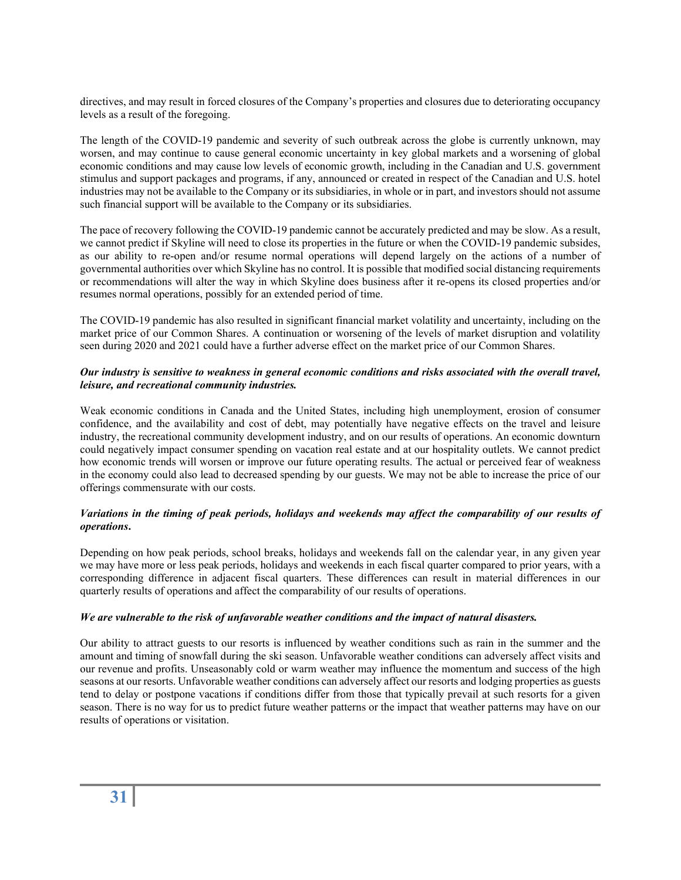directives, and may result in forced closures of the Company's properties and closures due to deteriorating occupancy levels as a result of the foregoing.

The length of the COVID-19 pandemic and severity of such outbreak across the globe is currently unknown, may worsen, and may continue to cause general economic uncertainty in key global markets and a worsening of global economic conditions and may cause low levels of economic growth, including in the Canadian and U.S. government stimulus and support packages and programs, if any, announced or created in respect of the Canadian and U.S. hotel industries may not be available to the Company or its subsidiaries, in whole or in part, and investors should not assume such financial support will be available to the Company or its subsidiaries.

The pace of recovery following the COVID-19 pandemic cannot be accurately predicted and may be slow. As a result, we cannot predict if Skyline will need to close its properties in the future or when the COVID-19 pandemic subsides, as our ability to re-open and/or resume normal operations will depend largely on the actions of a number of governmental authorities over which Skyline has no control. It is possible that modified social distancing requirements or recommendations will alter the way in which Skyline does business after it re-opens its closed properties and/or resumes normal operations, possibly for an extended period of time.

The COVID-19 pandemic has also resulted in significant financial market volatility and uncertainty, including on the market price of our Common Shares. A continuation or worsening of the levels of market disruption and volatility seen during 2020 and 2021 could have a further adverse effect on the market price of our Common Shares.

***Our industry is sensitive to weakness in general economic conditions and risks associated with the overall travel, leisure, and recreational community industries.***

Weak economic conditions in Canada and the United States, including high unemployment, erosion of consumer confidence, and the availability and cost of debt, may potentially have negative effects on the travel and leisure industry, the recreational community development industry, and on our results of operations. An economic downturn could negatively impact consumer spending on vacation real estate and at our hospitality outlets. We cannot predict how economic trends will worsen or improve our future operating results. The actual or perceived fear of weakness in the economy could also lead to decreased spending by our guests. We may not be able to increase the price of our offerings commensurate with our costs.

***Variations in the timing of peak periods, holidays and weekends may affect the comparability of our results of operations.***

Depending on how peak periods, school breaks, holidays and weekends fall on the calendar year, in any given year we may have more or less peak periods, holidays and weekends in each fiscal quarter compared to prior years, with a corresponding difference in adjacent fiscal quarters. These differences can result in material differences in our quarterly results of operations and affect the comparability of our results of operations.

***We are vulnerable to the risk of unfavorable weather conditions and the impact of natural disasters.***

Our ability to attract guests to our resorts is influenced by weather conditions such as rain in the summer and the amount and timing of snowfall during the ski season. Unfavorable weather conditions can adversely affect visits and our revenue and profits. Unseasonably cold or warm weather may influence the momentum and success of the high seasons at our resorts. Unfavorable weather conditions can adversely affect our resorts and lodging properties as guests tend to delay or postpone vacations if conditions differ from those that typically prevail at such resorts for a given season. There is no way for us to predict future weather patterns or the impact that weather patterns may have on our results of operations or visitation.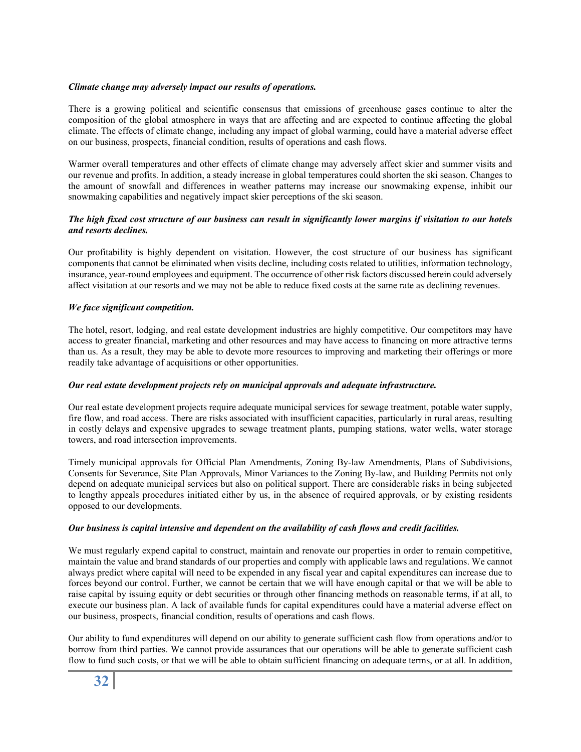***Climate change may adversely impact our results of operations.***

There is a growing political and scientific consensus that emissions of greenhouse gases continue to alter the composition of the global atmosphere in ways that are affecting and are expected to continue affecting the global climate. The effects of climate change, including any impact of global warming, could have a material adverse effect on our business, prospects, financial condition, results of operations and cash flows.

Warmer overall temperatures and other effects of climate change may adversely affect skier and summer visits and our revenue and profits. In addition, a steady increase in global temperatures could shorten the ski season. Changes to the amount of snowfall and differences in weather patterns may increase our snowmaking expense, inhibit our snowmaking capabilities and negatively impact skier perceptions of the ski season.

***The high fixed cost structure of our business can result in significantly lower margins if visitation to our hotels and resorts declines.***

Our profitability is highly dependent on visitation. However, the cost structure of our business has significant components that cannot be eliminated when visits decline, including costs related to utilities, information technology, insurance, year-round employees and equipment. The occurrence of other risk factors discussed herein could adversely affect visitation at our resorts and we may not be able to reduce fixed costs at the same rate as declining revenues.

***We face significant competition.***

The hotel, resort, lodging, and real estate development industries are highly competitive. Our competitors may have access to greater financial, marketing and other resources and may have access to financing on more attractive terms than us. As a result, they may be able to devote more resources to improving and marketing their offerings or more readily take advantage of acquisitions or other opportunities.

***Our real estate development projects rely on municipal approvals and adequate infrastructure.***

Our real estate development projects require adequate municipal services for sewage treatment, potable water supply, fire flow, and road access. There are risks associated with insufficient capacities, particularly in rural areas, resulting in costly delays and expensive upgrades to sewage treatment plants, pumping stations, water wells, water storage towers, and road intersection improvements.

Timely municipal approvals for Official Plan Amendments, Zoning By-law Amendments, Plans of Subdivisions, Consents for Severance, Site Plan Approvals, Minor Variances to the Zoning By-law, and Building Permits not only depend on adequate municipal services but also on political support. There are considerable risks in being subjected to lengthy appeals procedures initiated either by us, in the absence of required approvals, or by existing residents opposed to our developments.

***Our business is capital intensive and dependent on the availability of cash flows and credit facilities.***

We must regularly expend capital to construct, maintain and renovate our properties in order to remain competitive, maintain the value and brand standards of our properties and comply with applicable laws and regulations. We cannot always predict where capital will need to be expended in any fiscal year and capital expenditures can increase due to forces beyond our control. Further, we cannot be certain that we will have enough capital or that we will be able to raise capital by issuing equity or debt securities or through other financing methods on reasonable terms, if at all, to execute our business plan. A lack of available funds for capital expenditures could have a material adverse effect on our business, prospects, financial condition, results of operations and cash flows.

Our ability to fund expenditures will depend on our ability to generate sufficient cash flow from operations and/or to borrow from third parties. We cannot provide assurances that our operations will be able to generate sufficient cash flow to fund such costs, or that we will be able to obtain sufficient financing on adequate terms, or at all. In addition,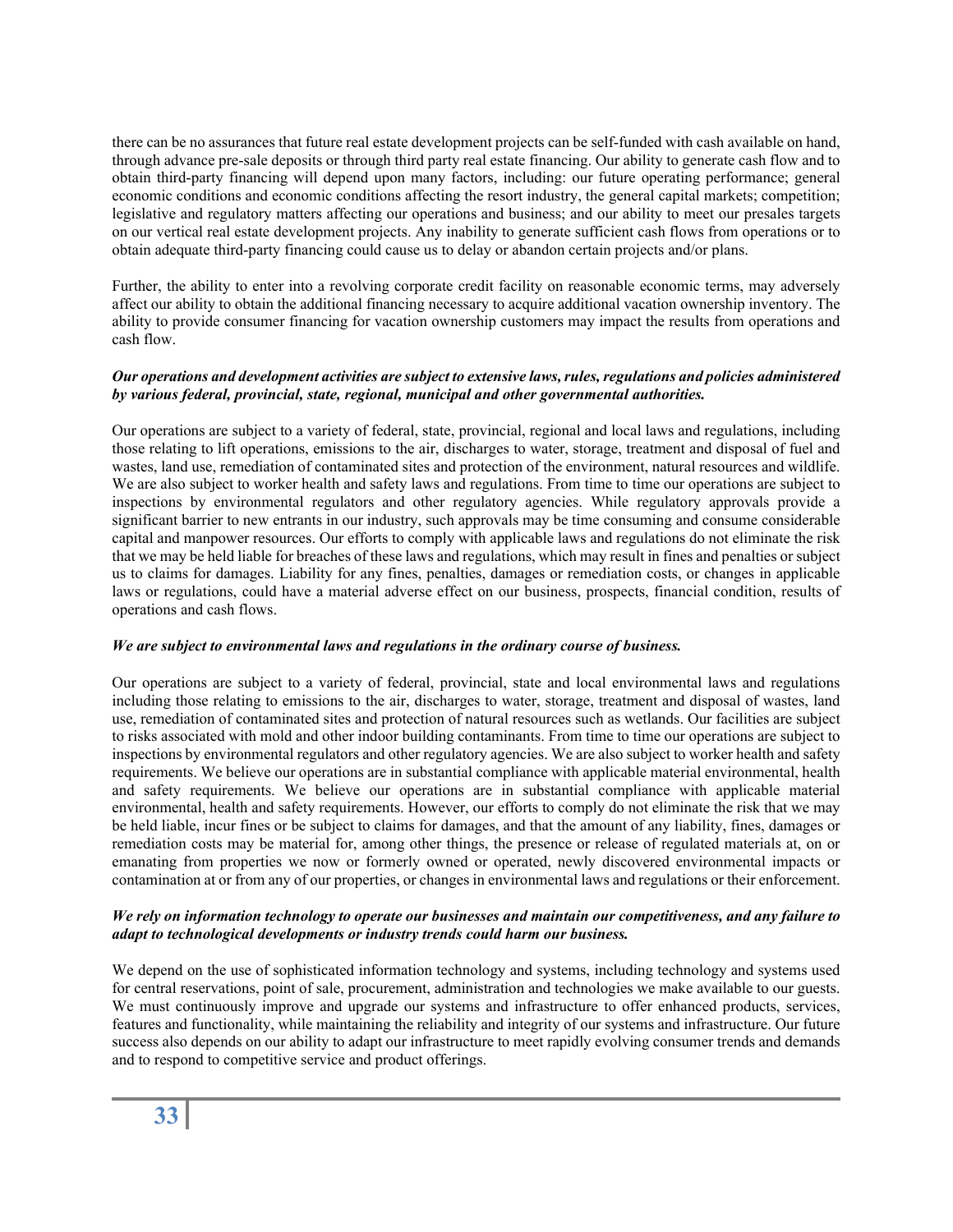there can be no assurances that future real estate development projects can be self-funded with cash available on hand, through advance pre-sale deposits or through third party real estate financing. Our ability to generate cash flow and to obtain third-party financing will depend upon many factors, including: our future operating performance; general economic conditions and economic conditions affecting the resort industry, the general capital markets; competition; legislative and regulatory matters affecting our operations and business; and our ability to meet our presales targets on our vertical real estate development projects. Any inability to generate sufficient cash flows from operations or to obtain adequate third-party financing could cause us to delay or abandon certain projects and/or plans.

Further, the ability to enter into a revolving corporate credit facility on reasonable economic terms, may adversely affect our ability to obtain the additional financing necessary to acquire additional vacation ownership inventory. The ability to provide consumer financing for vacation ownership customers may impact the results from operations and cash flow.

***Our operations and development activities are subject to extensive laws, rules, regulations and policies administered by various federal, provincial, state, regional, municipal and other governmental authorities.***

Our operations are subject to a variety of federal, state, provincial, regional and local laws and regulations, including those relating to lift operations, emissions to the air, discharges to water, storage, treatment and disposal of fuel and wastes, land use, remediation of contaminated sites and protection of the environment, natural resources and wildlife. We are also subject to worker health and safety laws and regulations. From time to time our operations are subject to inspections by environmental regulators and other regulatory agencies. While regulatory approvals provide a significant barrier to new entrants in our industry, such approvals may be time consuming and consume considerable capital and manpower resources. Our efforts to comply with applicable laws and regulations do not eliminate the risk that we may be held liable for breaches of these laws and regulations, which may result in fines and penalties or subject us to claims for damages. Liability for any fines, penalties, damages or remediation costs, or changes in applicable laws or regulations, could have a material adverse effect on our business, prospects, financial condition, results of operations and cash flows.

***We are subject to environmental laws and regulations in the ordinary course of business.***

Our operations are subject to a variety of federal, provincial, state and local environmental laws and regulations including those relating to emissions to the air, discharges to water, storage, treatment and disposal of wastes, land use, remediation of contaminated sites and protection of natural resources such as wetlands. Our facilities are subject to risks associated with mold and other indoor building contaminants. From time to time our operations are subject to inspections by environmental regulators and other regulatory agencies. We are also subject to worker health and safety requirements. We believe our operations are in substantial compliance with applicable material environmental, health and safety requirements. We believe our operations are in substantial compliance with applicable material environmental, health and safety requirements. However, our efforts to comply do not eliminate the risk that we may be held liable, incur fines or be subject to claims for damages, and that the amount of any liability, fines, damages or remediation costs may be material for, among other things, the presence or release of regulated materials at, on or emanating from properties we now or formerly owned or operated, newly discovered environmental impacts or contamination at or from any of our properties, or changes in environmental laws and regulations or their enforcement.

***We rely on information technology to operate our businesses and maintain our competitiveness, and any failure to adapt to technological developments or industry trends could harm our business.***

We depend on the use of sophisticated information technology and systems, including technology and systems used for central reservations, point of sale, procurement, administration and technologies we make available to our guests. We must continuously improve and upgrade our systems and infrastructure to offer enhanced products, services, features and functionality, while maintaining the reliability and integrity of our systems and infrastructure. Our future success also depends on our ability to adapt our infrastructure to meet rapidly evolving consumer trends and demands and to respond to competitive service and product offerings.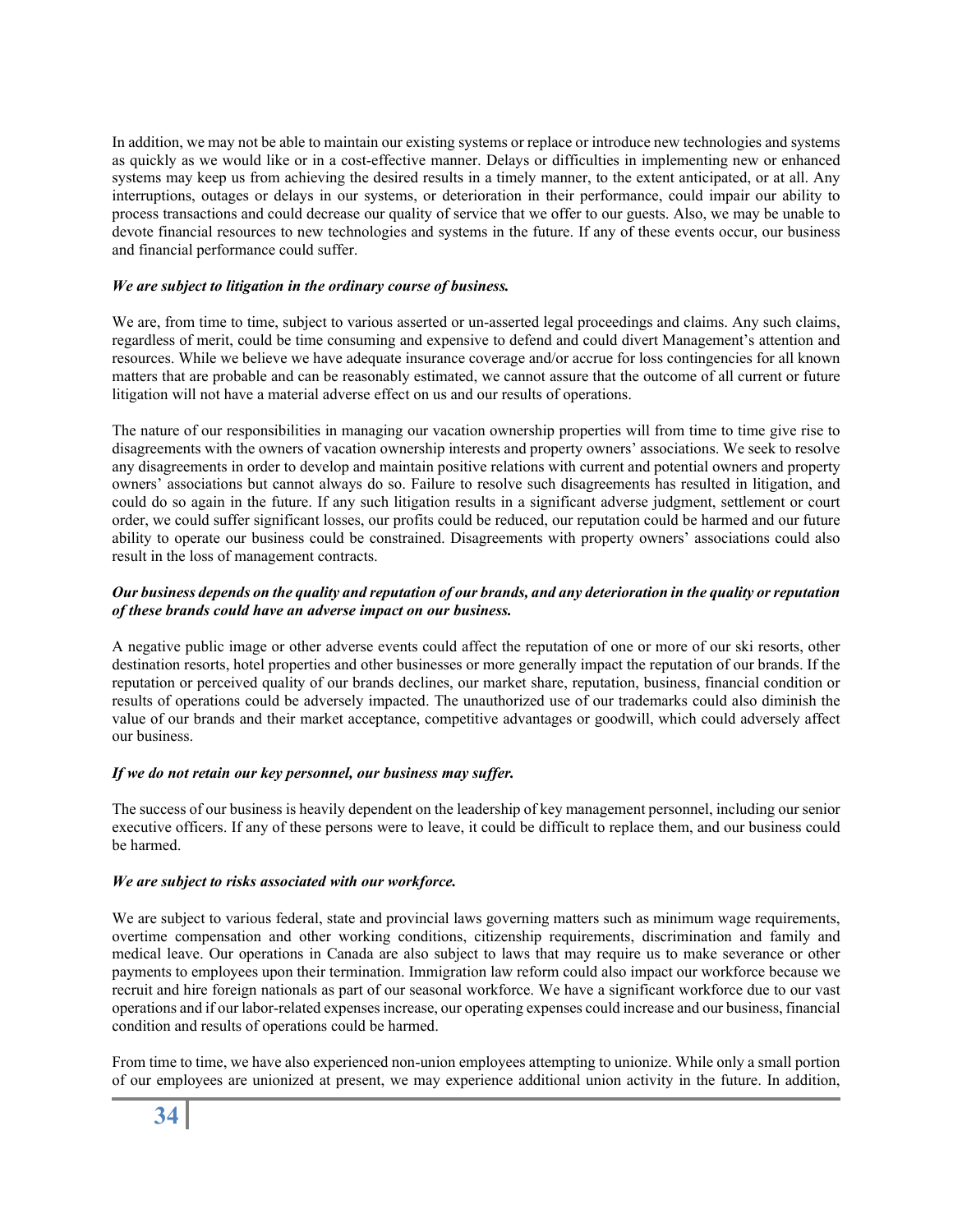In addition, we may not be able to maintain our existing systems or replace or introduce new technologies and systems as quickly as we would like or in a cost-effective manner. Delays or difficulties in implementing new or enhanced systems may keep us from achieving the desired results in a timely manner, to the extent anticipated, or at all. Any interruptions, outages or delays in our systems, or deterioration in their performance, could impair our ability to process transactions and could decrease our quality of service that we offer to our guests. Also, we may be unable to devote financial resources to new technologies and systems in the future. If any of these events occur, our business and financial performance could suffer.

***We are subject to litigation in the ordinary course of business.***

We are, from time to time, subject to various asserted or un-asserted legal proceedings and claims. Any such claims, regardless of merit, could be time consuming and expensive to defend and could divert Management's attention and resources. While we believe we have adequate insurance coverage and/or accrue for loss contingencies for all known matters that are probable and can be reasonably estimated, we cannot assure that the outcome of all current or future litigation will not have a material adverse effect on us and our results of operations.

The nature of our responsibilities in managing our vacation ownership properties will from time to time give rise to disagreements with the owners of vacation ownership interests and property owners' associations. We seek to resolve any disagreements in order to develop and maintain positive relations with current and potential owners and property owners' associations but cannot always do so. Failure to resolve such disagreements has resulted in litigation, and could do so again in the future. If any such litigation results in a significant adverse judgment, settlement or court order, we could suffer significant losses, our profits could be reduced, our reputation could be harmed and our future ability to operate our business could be constrained. Disagreements with property owners' associations could also result in the loss of management contracts.

***Our business depends on the quality and reputation of our brands, and any deterioration in the quality or reputation of these brands could have an adverse impact on our business.***

A negative public image or other adverse events could affect the reputation of one or more of our ski resorts, other destination resorts, hotel properties and other businesses or more generally impact the reputation of our brands. If the reputation or perceived quality of our brands declines, our market share, reputation, business, financial condition or results of operations could be adversely impacted. The unauthorized use of our trademarks could also diminish the value of our brands and their market acceptance, competitive advantages or goodwill, which could adversely affect our business.

***If we do not retain our key personnel, our business may suffer.***

The success of our business is heavily dependent on the leadership of key management personnel, including our senior executive officers. If any of these persons were to leave, it could be difficult to replace them, and our business could be harmed.

***We are subject to risks associated with our workforce.***

We are subject to various federal, state and provincial laws governing matters such as minimum wage requirements, overtime compensation and other working conditions, citizenship requirements, discrimination and family and medical leave. Our operations in Canada are also subject to laws that may require us to make severance or other payments to employees upon their termination. Immigration law reform could also impact our workforce because we recruit and hire foreign nationals as part of our seasonal workforce. We have a significant workforce due to our vast operations and if our labor-related expenses increase, our operating expenses could increase and our business, financial condition and results of operations could be harmed.

From time to time, we have also experienced non-union employees attempting to unionize. While only a small portion of our employees are unionized at present, we may experience additional union activity in the future. In addition,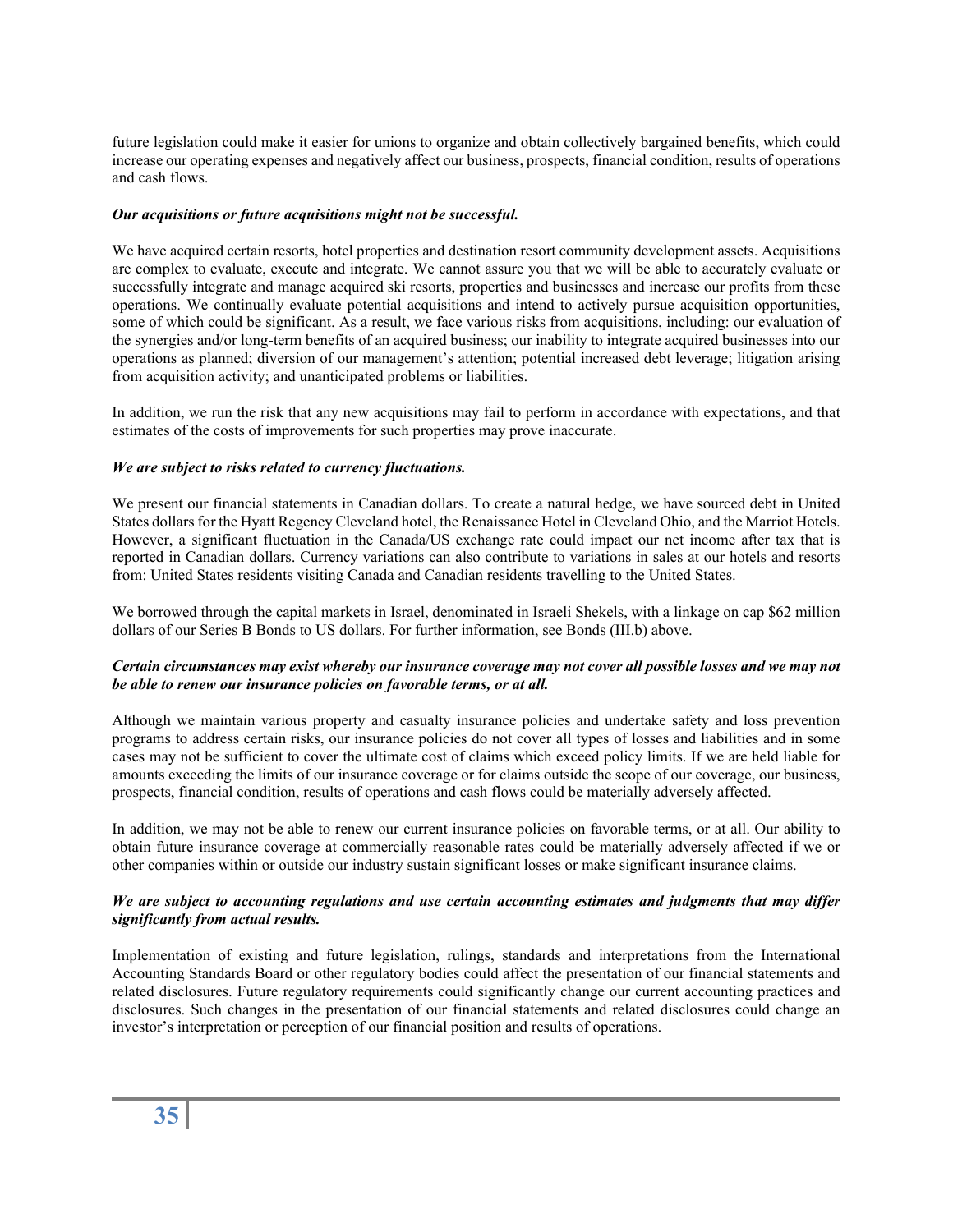future legislation could make it easier for unions to organize and obtain collectively bargained benefits, which could increase our operating expenses and negatively affect our business, prospects, financial condition, results of operations and cash flows.

***Our acquisitions or future acquisitions might not be successful.***

We have acquired certain resorts, hotel properties and destination resort community development assets. Acquisitions are complex to evaluate, execute and integrate. We cannot assure you that we will be able to accurately evaluate or successfully integrate and manage acquired ski resorts, properties and businesses and increase our profits from these operations. We continually evaluate potential acquisitions and intend to actively pursue acquisition opportunities, some of which could be significant. As a result, we face various risks from acquisitions, including: our evaluation of the synergies and/or long-term benefits of an acquired business; our inability to integrate acquired businesses into our operations as planned; diversion of our management's attention; potential increased debt leverage; litigation arising from acquisition activity; and unanticipated problems or liabilities.

In addition, we run the risk that any new acquisitions may fail to perform in accordance with expectations, and that estimates of the costs of improvements for such properties may prove inaccurate.

***We are subject to risks related to currency fluctuations.***

We present our financial statements in Canadian dollars. To create a natural hedge, we have sourced debt in United States dollars for the Hyatt Regency Cleveland hotel, the Renaissance Hotel in Cleveland Ohio, and the Marriot Hotels. However, a significant fluctuation in the Canada/US exchange rate could impact our net income after tax that is reported in Canadian dollars. Currency variations can also contribute to variations in sales at our hotels and resorts from: United States residents visiting Canada and Canadian residents travelling to the United States.

We borrowed through the capital markets in Israel, denominated in Israeli Shekels, with a linkage on cap $62 million dollars of our Series B Bonds to US dollars. For further information, see Bonds (III.b) above.

***Certain circumstances may exist whereby our insurance coverage may not cover all possible losses and we may not be able to renew our insurance policies on favorable terms, or at all.***

Although we maintain various property and casualty insurance policies and undertake safety and loss prevention programs to address certain risks, our insurance policies do not cover all types of losses and liabilities and in some cases may not be sufficient to cover the ultimate cost of claims which exceed policy limits. If we are held liable for amounts exceeding the limits of our insurance coverage or for claims outside the scope of our coverage, our business, prospects, financial condition, results of operations and cash flows could be materially adversely affected.

In addition, we may not be able to renew our current insurance policies on favorable terms, or at all. Our ability to obtain future insurance coverage at commercially reasonable rates could be materially adversely affected if we or other companies within or outside our industry sustain significant losses or make significant insurance claims.

***We are subject to accounting regulations and use certain accounting estimates and judgments that may differ significantly from actual results.***

Implementation of existing and future legislation, rulings, standards and interpretations from the International Accounting Standards Board or other regulatory bodies could affect the presentation of our financial statements and related disclosures. Future regulatory requirements could significantly change our current accounting practices and disclosures. Such changes in the presentation of our financial statements and related disclosures could change an investor's interpretation or perception of our financial position and results of operations.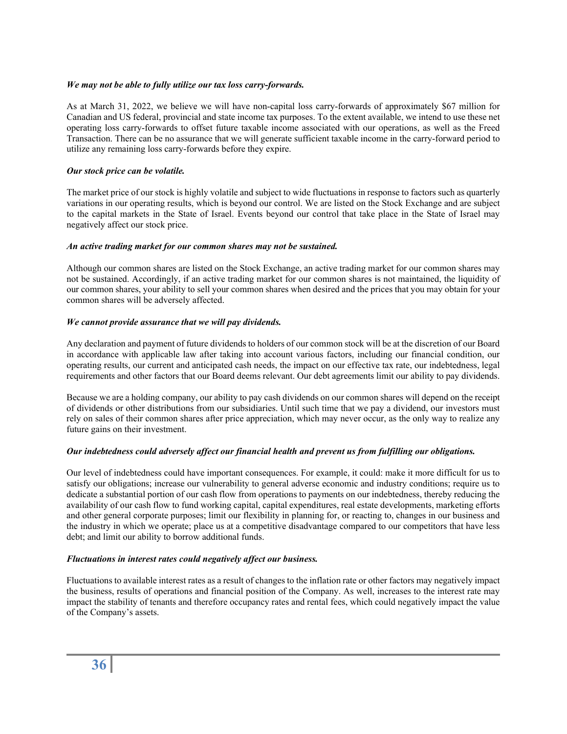***We may not be able to fully utilize our tax loss carry-forwards.***

As at March 31, 2022, we believe we will have non-capital loss carry-forwards of approximately $67 million for Canadian and US federal, provincial and state income tax purposes. To the extent available, we intend to use these net operating loss carry-forwards to offset future taxable income associated with our operations, as well as the Freed Transaction. There can be no assurance that we will generate sufficient taxable income in the carry-forward period to utilize any remaining loss carry-forwards before they expire.

***Our stock price can be volatile.***

The market price of our stock is highly volatile and subject to wide fluctuations in response to factors such as quarterly variations in our operating results, which is beyond our control. We are listed on the Stock Exchange and are subject to the capital markets in the State of Israel. Events beyond our control that take place in the State of Israel may negatively affect our stock price.

***An active trading market for our common shares may not be sustained.***

Although our common shares are listed on the Stock Exchange, an active trading market for our common shares may not be sustained. Accordingly, if an active trading market for our common shares is not maintained, the liquidity of our common shares, your ability to sell your common shares when desired and the prices that you may obtain for your common shares will be adversely affected.

***We cannot provide assurance that we will pay dividends.***

Any declaration and payment of future dividends to holders of our common stock will be at the discretion of our Board in accordance with applicable law after taking into account various factors, including our financial condition, our operating results, our current and anticipated cash needs, the impact on our effective tax rate, our indebtedness, legal requirements and other factors that our Board deems relevant. Our debt agreements limit our ability to pay dividends.

Because we are a holding company, our ability to pay cash dividends on our common shares will depend on the receipt of dividends or other distributions from our subsidiaries. Until such time that we pay a dividend, our investors must rely on sales of their common shares after price appreciation, which may never occur, as the only way to realize any future gains on their investment.

***Our indebtedness could adversely affect our financial health and prevent us from fulfilling our obligations.***

Our level of indebtedness could have important consequences. For example, it could: make it more difficult for us to satisfy our obligations; increase our vulnerability to general adverse economic and industry conditions; require us to dedicate a substantial portion of our cash flow from operations to payments on our indebtedness, thereby reducing the availability of our cash flow to fund working capital, capital expenditures, real estate developments, marketing efforts and other general corporate purposes; limit our flexibility in planning for, or reacting to, changes in our business and the industry in which we operate; place us at a competitive disadvantage compared to our competitors that have less debt; and limit our ability to borrow additional funds.

***Fluctuations in interest rates could negatively affect our business.***

Fluctuations to available interest rates as a result of changes to the inflation rate or other factors may negatively impact the business, results of operations and financial position of the Company. As well, increases to the interest rate may impact the stability of tenants and therefore occupancy rates and rental fees, which could negatively impact the value of the Company's assets.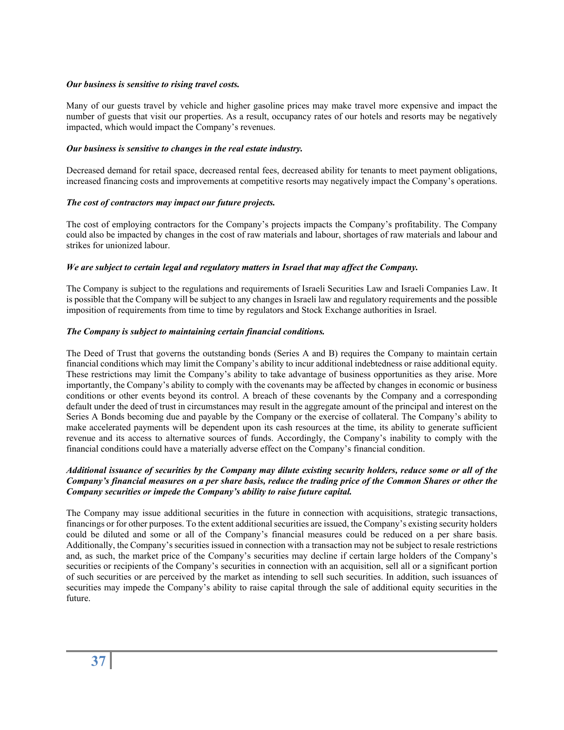***Our business is sensitive to rising travel costs.***

Many of our guests travel by vehicle and higher gasoline prices may make travel more expensive and impact the number of guests that visit our properties. As a result, occupancy rates of our hotels and resorts may be negatively impacted, which would impact the Company's revenues.

***Our business is sensitive to changes in the real estate industry.***

Decreased demand for retail space, decreased rental fees, decreased ability for tenants to meet payment obligations, increased financing costs and improvements at competitive resorts may negatively impact the Company's operations.

***The cost of contractors may impact our future projects.***

The cost of employing contractors for the Company's projects impacts the Company's profitability. The Company could also be impacted by changes in the cost of raw materials and labour, shortages of raw materials and labour and strikes for unionized labour.

***We are subject to certain legal and regulatory matters in Israel that may affect the Company.***

The Company is subject to the regulations and requirements of Israeli Securities Law and Israeli Companies Law. It is possible that the Company will be subject to any changes in Israeli law and regulatory requirements and the possible imposition of requirements from time to time by regulators and Stock Exchange authorities in Israel.

***The Company is subject to maintaining certain financial conditions.***

The Deed of Trust that governs the outstanding bonds (Series A and B) requires the Company to maintain certain financial conditions which may limit the Company's ability to incur additional indebtedness or raise additional equity. These restrictions may limit the Company's ability to take advantage of business opportunities as they arise. More importantly, the Company's ability to comply with the covenants may be affected by changes in economic or business conditions or other events beyond its control. A breach of these covenants by the Company and a corresponding default under the deed of trust in circumstances may result in the aggregate amount of the principal and interest on the Series A Bonds becoming due and payable by the Company or the exercise of collateral. The Company's ability to make accelerated payments will be dependent upon its cash resources at the time, its ability to generate sufficient revenue and its access to alternative sources of funds. Accordingly, the Company's inability to comply with the financial conditions could have a materially adverse effect on the Company's financial condition.

***Additional issuance of securities by the Company may dilute existing security holders, reduce some or all of the Company's financial measures on a per share basis, reduce the trading price of the Common Shares or other the Company securities or impede the Company's ability to raise future capital.***

The Company may issue additional securities in the future in connection with acquisitions, strategic transactions, financings or for other purposes. To the extent additional securities are issued, the Company's existing security holders could be diluted and some or all of the Company's financial measures could be reduced on a per share basis. Additionally, the Company's securities issued in connection with a transaction may not be subject to resale restrictions and, as such, the market price of the Company's securities may decline if certain large holders of the Company's securities or recipients of the Company's securities in connection with an acquisition, sell all or a significant portion of such securities or are perceived by the market as intending to sell such securities. In addition, such issuances of securities may impede the Company's ability to raise capital through the sale of additional equity securities in the future.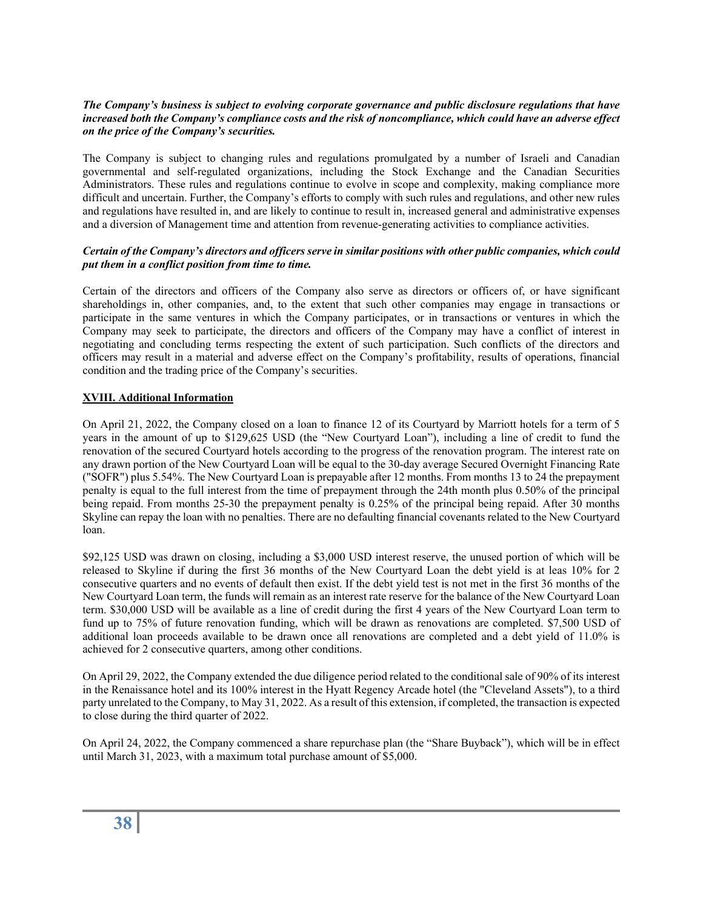***The Company's business is subject to evolving corporate governance and public disclosure regulations that have increased both the Company's compliance costs and the risk of noncompliance, which could have an adverse effect on the price of the Company's securities.***

The Company is subject to changing rules and regulations promulgated by a number of Israeli and Canadian governmental and self-regulated organizations, including the Stock Exchange and the Canadian Securities Administrators. These rules and regulations continue to evolve in scope and complexity, making compliance more difficult and uncertain. Further, the Company's efforts to comply with such rules and regulations, and other new rules and regulations have resulted in, and are likely to continue to result in, increased general and administrative expenses and a diversion of Management time and attention from revenue-generating activities to compliance activities.

***Certain of the Company's directors and officers serve in similar positions with other public companies, which could put them in a conflict position from time to time.***

Certain of the directors and officers of the Company also serve as directors or officers of, or have significant shareholdings in, other companies, and, to the extent that such other companies may engage in transactions or participate in the same ventures in which the Company participates, or in transactions or ventures in which the Company may seek to participate, the directors and officers of the Company may have a conflict of interest in negotiating and concluding terms respecting the extent of such participation. Such conflicts of the directors and officers may result in a material and adverse effect on the Company's profitability, results of operations, financial condition and the trading price of the Company's securities.

## XVIII. Additional Information

On April 21, 2022, the Company closed on a loan to finance 12 of its Courtyard by Marriott hotels for a term of 5 years in the amount of up to $129,625 USD (the "New Courtyard Loan"), including a line of credit to fund the renovation of the secured Courtyard hotels according to the progress of the renovation program. The interest rate on any drawn portion of the New Courtyard Loan will be equal to the 30-day average Secured Overnight Financing Rate ("SOFR") plus 5.54%. The New Courtyard Loan is prepayable after 12 months. From months 13 to 24 the prepayment penalty is equal to the full interest from the time of prepayment through the 24th month plus 0.50% of the principal being repaid. From months 25-30 the prepayment penalty is 0.25% of the principal being repaid. After 30 months Skyline can repay the loan with no penalties. There are no defaulting financial covenants related to the New Courtyard loan.

$92,125 USD was drawn on closing, including a $3,000 USD interest reserve, the unused portion of which will be released to Skyline if during the first 36 months of the New Courtyard Loan the debt yield is at leas 10% for 2 consecutive quarters and no events of default then exist. If the debt yield test is not met in the first 36 months of the New Courtyard Loan term, the funds will remain as an interest rate reserve for the balance of the New Courtyard Loan term. $30,000 USD will be available as a line of credit during the first 4 years of the New Courtyard Loan term to fund up to 75% of future renovation funding, which will be drawn as renovations are completed. $7,500 USD of additional loan proceeds available to be drawn once all renovations are completed and a debt yield of 11.0% is achieved for 2 consecutive quarters, among other conditions.

On April 29, 2022, the Company extended the due diligence period related to the conditional sale of 90% of its interest in the Renaissance hotel and its 100% interest in the Hyatt Regency Arcade hotel (the "Cleveland Assets"), to a third party unrelated to the Company, to May 31, 2022. As a result of this extension, if completed, the transaction is expected to close during the third quarter of 2022.

On April 24, 2022, the Company commenced a share repurchase plan (the "Share Buyback"), which will be in effect until March 31, 2023, with a maximum total purchase amount of $5,000.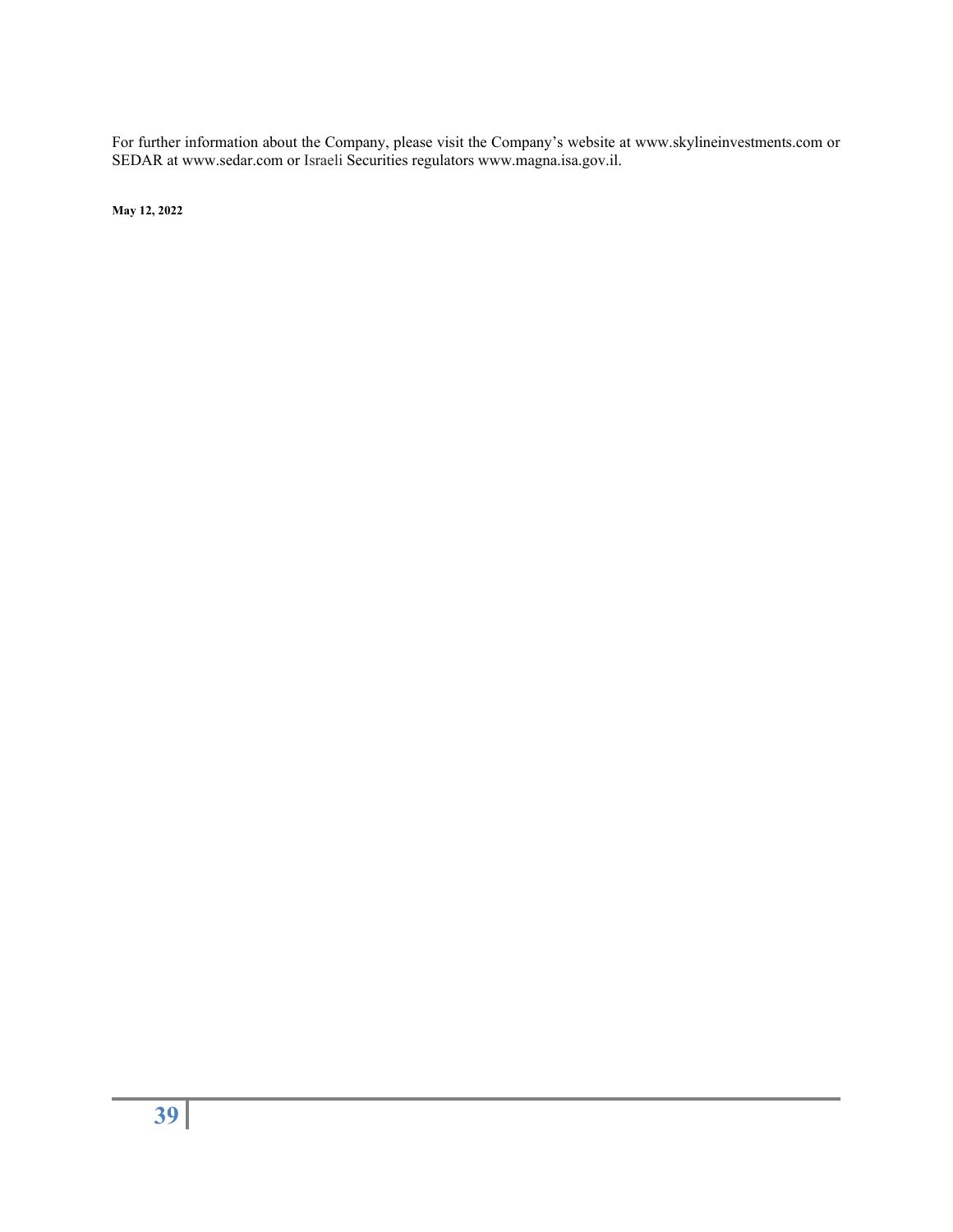For further information about the Company, please visit the Company's website at www.skylineinvestments.com or SEDAR at www.sedar.com or Israeli Securities regulators www.magna.isa.gov.il.

**May 12, 2022**